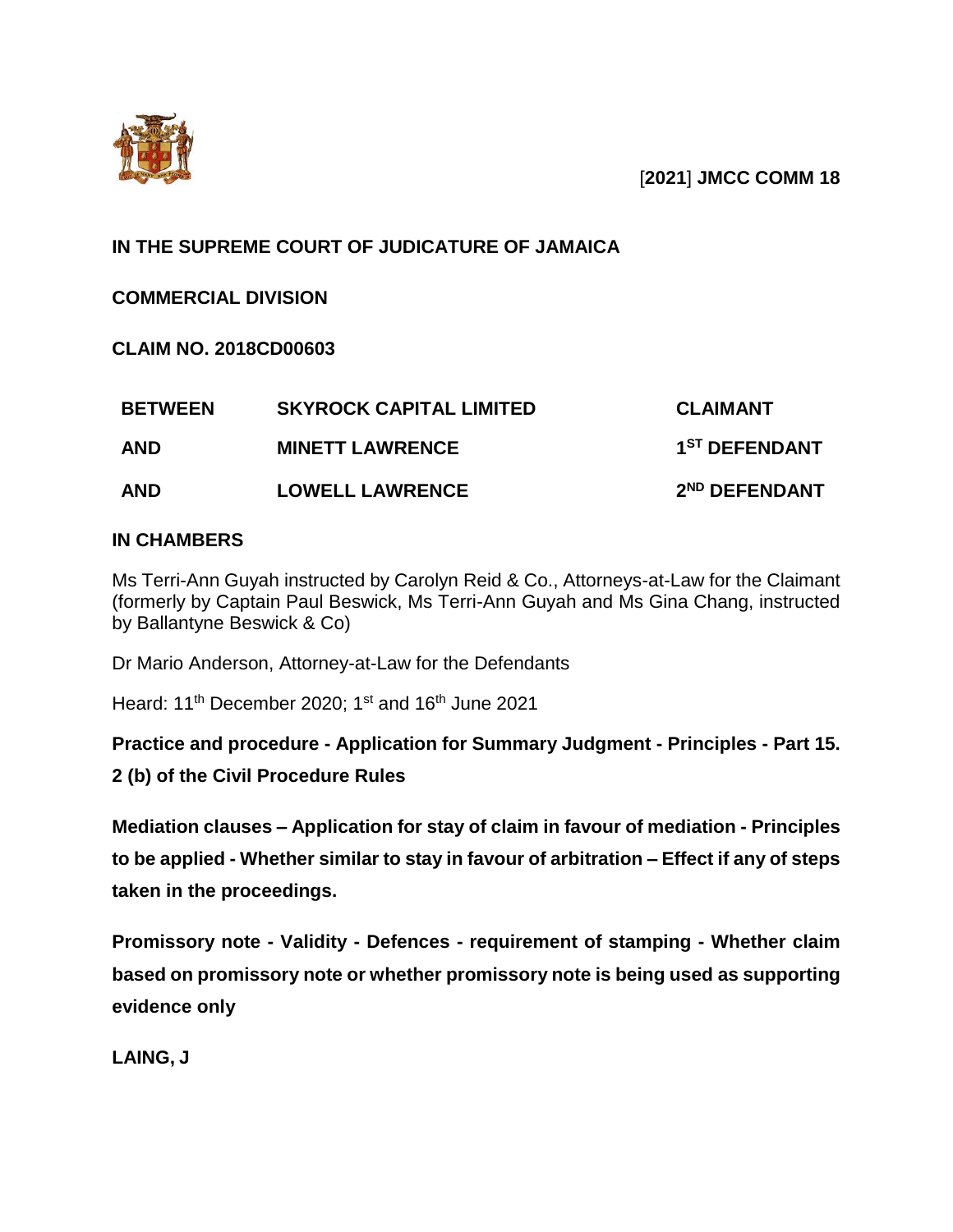[**2021**] **JMCC COMM 18**

**IN THE SUPREME COURT OF JUDICATURE OF JAMAICA**

**COMMERCIAL DIVISION**

**CLAIM NO. 2018CD00603**

| | | |
|---|---|---|
| **BETWEEN** | **SKYROCK CAPITAL LIMITED** | **CLAIMANT** |
| **AND** | **MINETT LAWRENCE** | **1ST DEFENDANT** |
| **AND** | **LOWELL LAWRENCE** | **2ND DEFENDANT** |

**IN CHAMBERS**

Ms Terri-Ann Guyah instructed by Carolyn Reid & Co., Attorneys-at-Law for the Claimant (formerly by Captain Paul Beswick, Ms Terri-Ann Guyah and Ms Gina Chang, instructed by Ballantyne Beswick & Co)

Dr Mario Anderson, Attorney-at-Law for the Defendants

Heard: 11th December 2020; 1st and 16th June 2021

**Practice and procedure - Application for Summary Judgment - Principles - Part 15. 2 (b) of the Civil Procedure Rules**

**Mediation clauses – Application for stay of claim in favour of mediation - Principles to be applied - Whether similar to stay in favour of arbitration – Effect if any of steps taken in the proceedings.**

**Promissory note - Validity - Defences - requirement of stamping - Whether claim based on promissory note or whether promissory note is being used as supporting evidence only**

**LAING, J**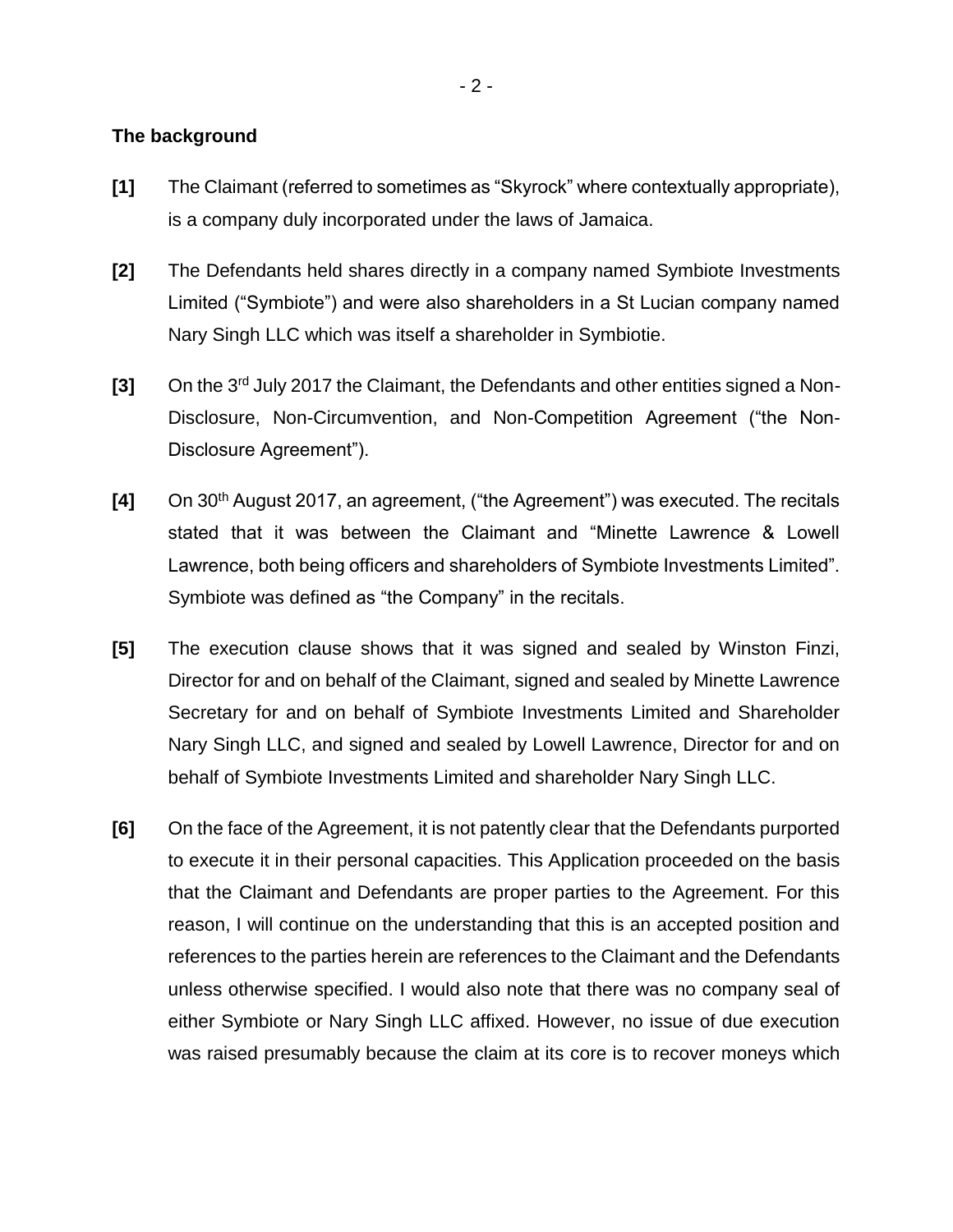## The background

**[1]** The Claimant (referred to sometimes as "Skyrock" where contextually appropriate), is a company duly incorporated under the laws of Jamaica.

**[2]** The Defendants held shares directly in a company named Symbiote Investments Limited ("Symbiote") and were also shareholders in a St Lucian company named Nary Singh LLC which was itself a shareholder in Symbiotie.

**[3]** On the 3rd July 2017 the Claimant, the Defendants and other entities signed a Non-Disclosure, Non-Circumvention, and Non-Competition Agreement ("the Non-Disclosure Agreement").

**[4]** On 30th August 2017, an agreement, ("the Agreement") was executed. The recitals stated that it was between the Claimant and "Minette Lawrence & Lowell Lawrence, both being officers and shareholders of Symbiote Investments Limited". Symbiote was defined as "the Company" in the recitals.

**[5]** The execution clause shows that it was signed and sealed by Winston Finzi, Director for and on behalf of the Claimant, signed and sealed by Minette Lawrence Secretary for and on behalf of Symbiote Investments Limited and Shareholder Nary Singh LLC, and signed and sealed by Lowell Lawrence, Director for and on behalf of Symbiote Investments Limited and shareholder Nary Singh LLC.

**[6]** On the face of the Agreement, it is not patently clear that the Defendants purported to execute it in their personal capacities. This Application proceeded on the basis that the Claimant and Defendants are proper parties to the Agreement. For this reason, I will continue on the understanding that this is an accepted position and references to the parties herein are references to the Claimant and the Defendants unless otherwise specified. I would also note that there was no company seal of either Symbiote or Nary Singh LLC affixed. However, no issue of due execution was raised presumably because the claim at its core is to recover moneys which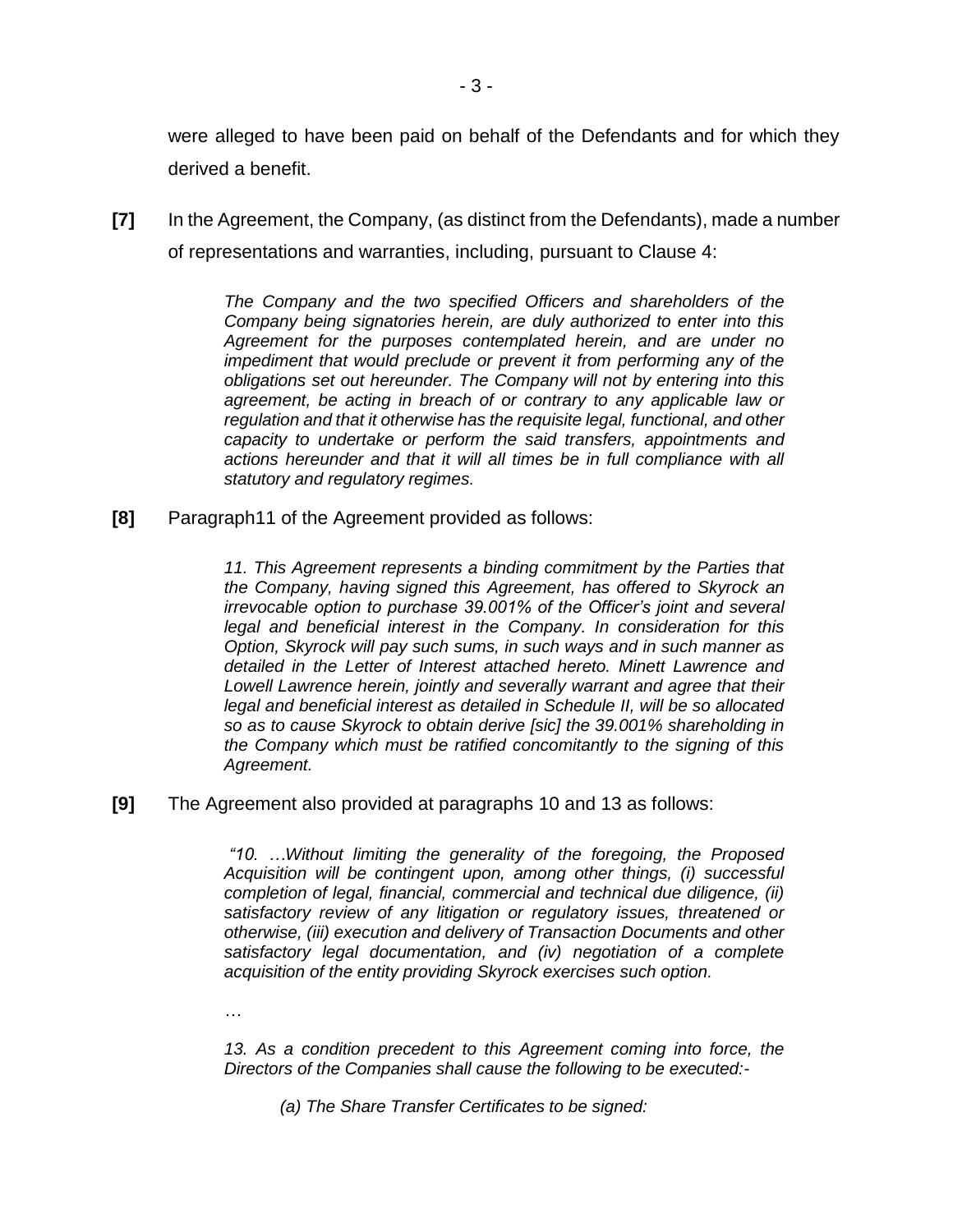were alleged to have been paid on behalf of the Defendants and for which they derived a benefit.

**[7]** In the Agreement, the Company, (as distinct from the Defendants), made a number of representations and warranties, including, pursuant to Clause 4:

> *The Company and the two specified Officers and shareholders of the Company being signatories herein, are duly authorized to enter into this Agreement for the purposes contemplated herein, and are under no impediment that would preclude or prevent it from performing any of the obligations set out hereunder. The Company will not by entering into this agreement, be acting in breach of or contrary to any applicable law or regulation and that it otherwise has the requisite legal, functional, and other capacity to undertake or perform the said transfers, appointments and actions hereunder and that it will all times be in full compliance with all statutory and regulatory regimes.*

**[8]** Paragraph11 of the Agreement provided as follows:

> *11. This Agreement represents a binding commitment by the Parties that the Company, having signed this Agreement, has offered to Skyrock an irrevocable option to purchase 39.001% of the Officer's joint and several legal and beneficial interest in the Company. In consideration for this Option, Skyrock will pay such sums, in such ways and in such manner as detailed in the Letter of Interest attached hereto. Minett Lawrence and Lowell Lawrence herein, jointly and severally warrant and agree that their legal and beneficial interest as detailed in Schedule II, will be so allocated so as to cause Skyrock to obtain derive [sic] the 39.001% shareholding in the Company which must be ratified concomitantly to the signing of this Agreement.*

**[9]** The Agreement also provided at paragraphs 10 and 13 as follows:

> *"10. …Without limiting the generality of the foregoing, the Proposed Acquisition will be contingent upon, among other things, (i) successful completion of legal, financial, commercial and technical due diligence, (ii) satisfactory review of any litigation or regulatory issues, threatened or otherwise, (iii) execution and delivery of Transaction Documents and other satisfactory legal documentation, and (iv) negotiation of a complete acquisition of the entity providing Skyrock exercises such option.*
>
> *…*
>
> *13. As a condition precedent to this Agreement coming into force, the Directors of the Companies shall cause the following to be executed:-*
>
> *(a) The Share Transfer Certificates to be signed:*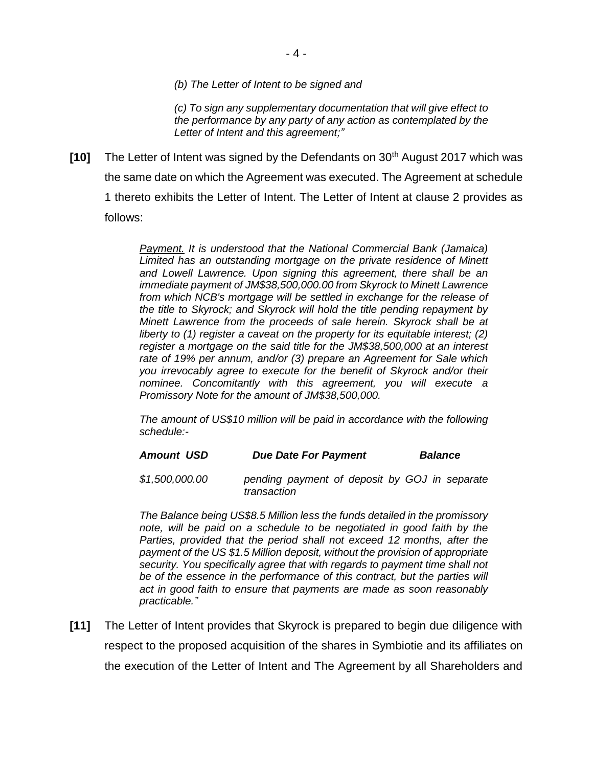*(b) The Letter of Intent to be signed and*

*(c) To sign any supplementary documentation that will give effect to the performance by any party of any action as contemplated by the Letter of Intent and this agreement;"*

**[10]** The Letter of Intent was signed by the Defendants on 30th August 2017 which was the same date on which the Agreement was executed. The Agreement at schedule 1 thereto exhibits the Letter of Intent. The Letter of Intent at clause 2 provides as follows:

> *Payment. It is understood that the National Commercial Bank (Jamaica) Limited has an outstanding mortgage on the private residence of Minett and Lowell Lawrence. Upon signing this agreement, there shall be an immediate payment of JM$38,500,000.00 from Skyrock to Minett Lawrence from which NCB's mortgage will be settled in exchange for the release of the title to Skyrock; and Skyrock will hold the title pending repayment by Minett Lawrence from the proceeds of sale herein. Skyrock shall be at liberty to (1) register a caveat on the property for its equitable interest; (2) register a mortgage on the said title for the JM$38,500,000 at an interest rate of 19% per annum, and/or (3) prepare an Agreement for Sale which you irrevocably agree to execute for the benefit of Skyrock and/or their nominee. Concomitantly with this agreement, you will execute a Promissory Note for the amount of JM$38,500,000.*
>
> *The amount of US$10 million will be paid in accordance with the following schedule:-*
>
> | ***Amount USD*** | ***Due Date For Payment*** | ***Balance*** |
> | --- | --- | --- |
> | *$1,500,000.00* | *pending payment of deposit by GOJ in separate transaction* | |
>
> *The Balance being US$8.5 Million less the funds detailed in the promissory note, will be paid on a schedule to be negotiated in good faith by the Parties, provided that the period shall not exceed 12 months, after the payment of the US $1.5 Million deposit, without the provision of appropriate security. You specifically agree that with regards to payment time shall not be of the essence in the performance of this contract, but the parties will act in good faith to ensure that payments are made as soon reasonably practicable."*

**[11]** The Letter of Intent provides that Skyrock is prepared to begin due diligence with respect to the proposed acquisition of the shares in Symbiotie and its affiliates on the execution of the Letter of Intent and The Agreement by all Shareholders and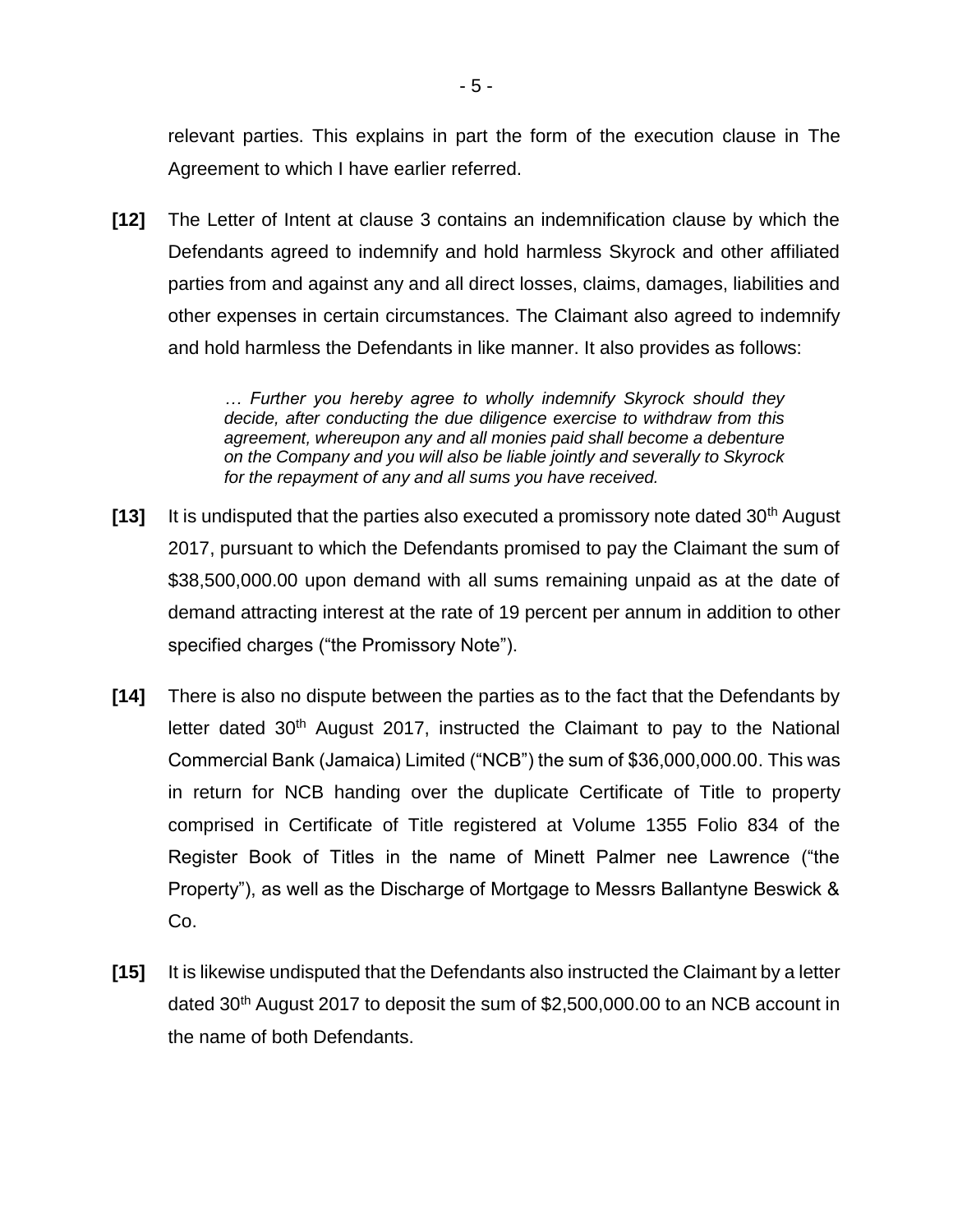relevant parties. This explains in part the form of the execution clause in The Agreement to which I have earlier referred.

**[12]** The Letter of Intent at clause 3 contains an indemnification clause by which the Defendants agreed to indemnify and hold harmless Skyrock and other affiliated parties from and against any and all direct losses, claims, damages, liabilities and other expenses in certain circumstances. The Claimant also agreed to indemnify and hold harmless the Defendants in like manner. It also provides as follows:

> *… Further you hereby agree to wholly indemnify Skyrock should they decide, after conducting the due diligence exercise to withdraw from this agreement, whereupon any and all monies paid shall become a debenture on the Company and you will also be liable jointly and severally to Skyrock for the repayment of any and all sums you have received.*

**[13]** It is undisputed that the parties also executed a promissory note dated 30th August 2017, pursuant to which the Defendants promised to pay the Claimant the sum of $38,500,000.00 upon demand with all sums remaining unpaid as at the date of demand attracting interest at the rate of 19 percent per annum in addition to other specified charges ("the Promissory Note").

**[14]** There is also no dispute between the parties as to the fact that the Defendants by letter dated 30th August 2017, instructed the Claimant to pay to the National Commercial Bank (Jamaica) Limited ("NCB") the sum of $36,000,000.00. This was in return for NCB handing over the duplicate Certificate of Title to property comprised in Certificate of Title registered at Volume 1355 Folio 834 of the Register Book of Titles in the name of Minett Palmer nee Lawrence ("the Property"), as well as the Discharge of Mortgage to Messrs Ballantyne Beswick & Co.

**[15]** It is likewise undisputed that the Defendants also instructed the Claimant by a letter dated 30th August 2017 to deposit the sum of $2,500,000.00 to an NCB account in the name of both Defendants.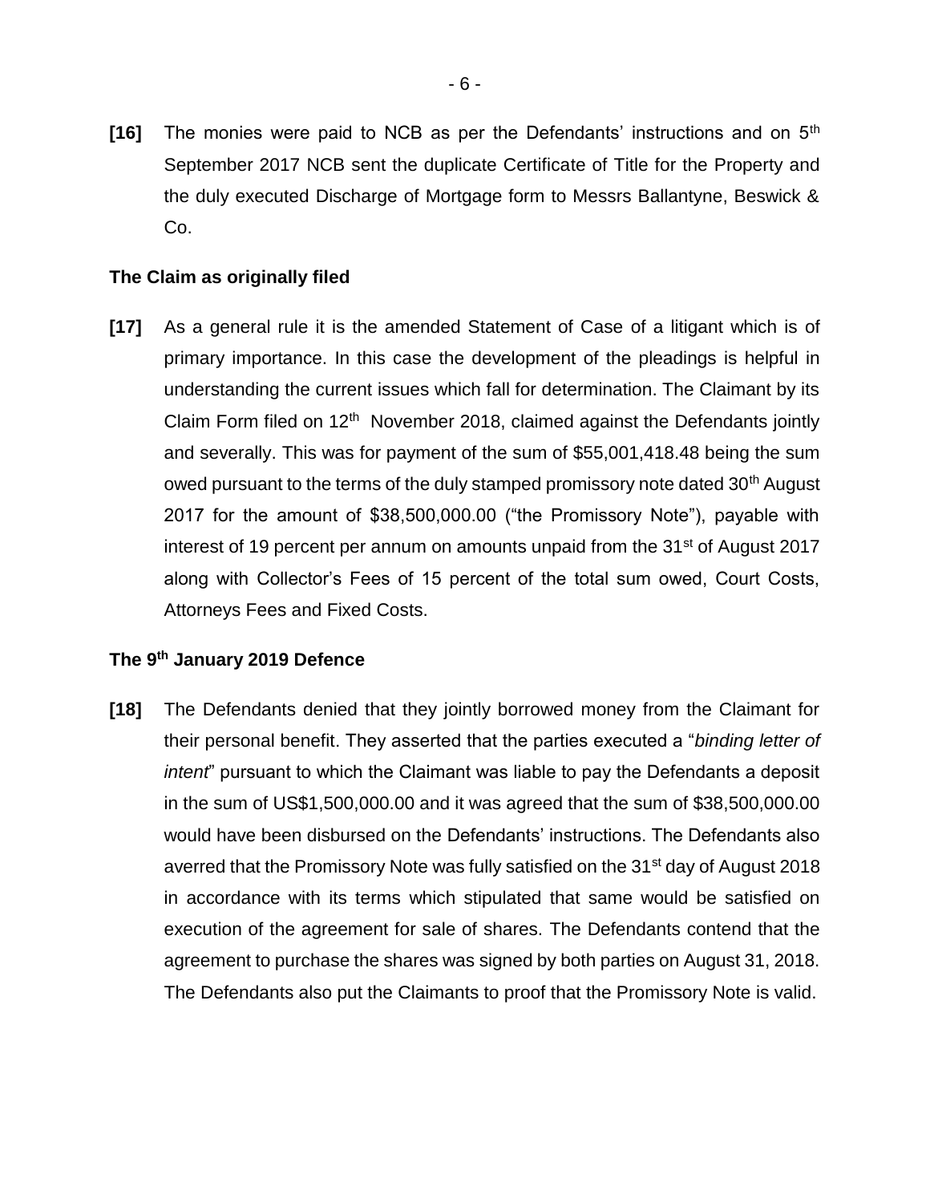**[16]** The monies were paid to NCB as per the Defendants' instructions and on 5th September 2017 NCB sent the duplicate Certificate of Title for the Property and the duly executed Discharge of Mortgage form to Messrs Ballantyne, Beswick & Co.

### The Claim as originally filed

**[17]** As a general rule it is the amended Statement of Case of a litigant which is of primary importance. In this case the development of the pleadings is helpful in understanding the current issues which fall for determination. The Claimant by its Claim Form filed on 12th November 2018, claimed against the Defendants jointly and severally. This was for payment of the sum of $55,001,418.48 being the sum owed pursuant to the terms of the duly stamped promissory note dated 30th August 2017 for the amount of $38,500,000.00 ("the Promissory Note"), payable with interest of 19 percent per annum on amounts unpaid from the 31st of August 2017 along with Collector's Fees of 15 percent of the total sum owed, Court Costs, Attorneys Fees and Fixed Costs.

### The 9th January 2019 Defence

**[18]** The Defendants denied that they jointly borrowed money from the Claimant for their personal benefit. They asserted that the parties executed a "*binding letter of intent*" pursuant to which the Claimant was liable to pay the Defendants a deposit in the sum of US$1,500,000.00 and it was agreed that the sum of $38,500,000.00 would have been disbursed on the Defendants' instructions. The Defendants also averred that the Promissory Note was fully satisfied on the 31st day of August 2018 in accordance with its terms which stipulated that same would be satisfied on execution of the agreement for sale of shares. The Defendants contend that the agreement to purchase the shares was signed by both parties on August 31, 2018. The Defendants also put the Claimants to proof that the Promissory Note is valid.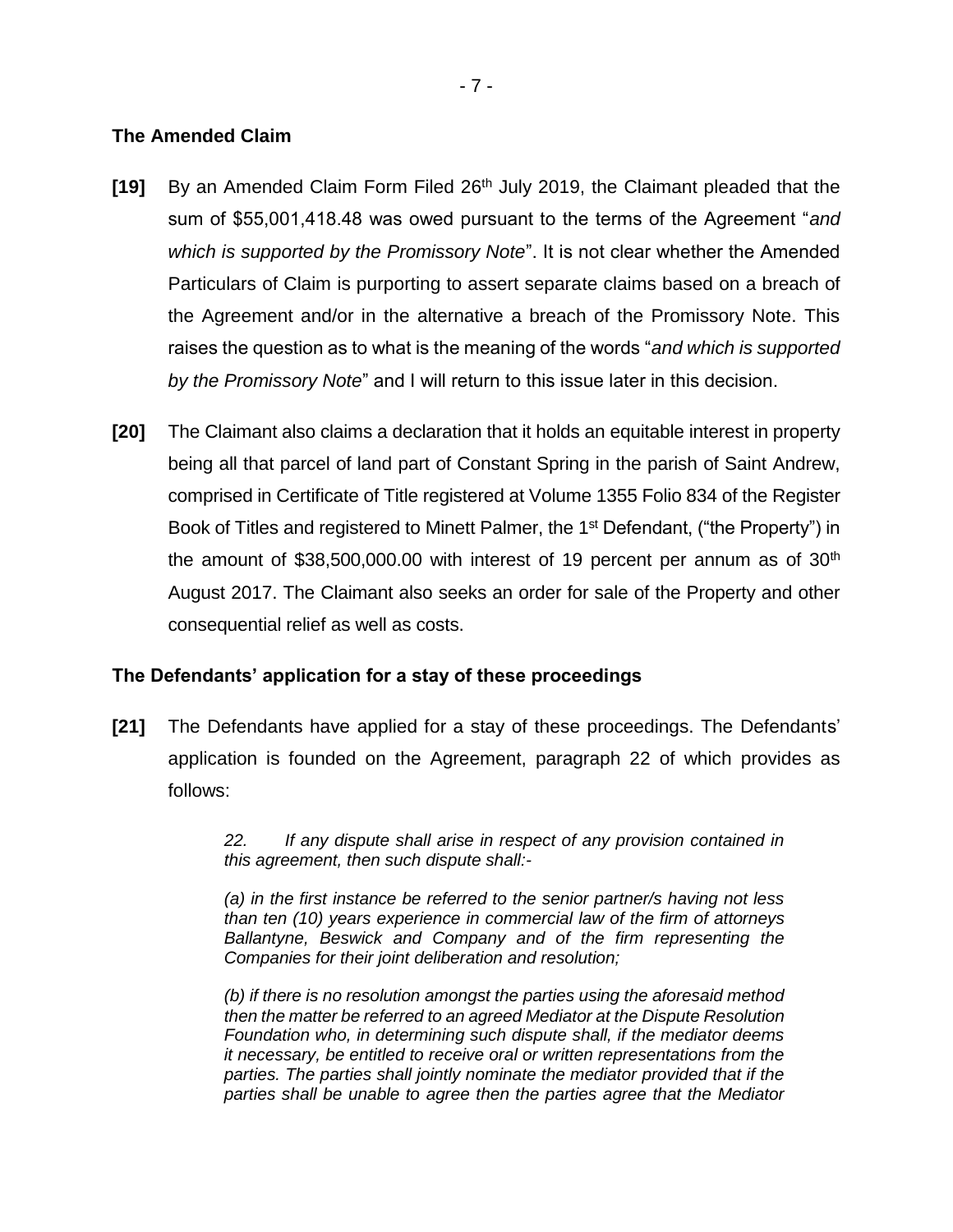## The Amended Claim

**[19]** By an Amended Claim Form Filed 26th July 2019, the Claimant pleaded that the sum of $55,001,418.48 was owed pursuant to the terms of the Agreement "*and which is supported by the Promissory Note*". It is not clear whether the Amended Particulars of Claim is purporting to assert separate claims based on a breach of the Agreement and/or in the alternative a breach of the Promissory Note. This raises the question as to what is the meaning of the words "*and which is supported by the Promissory Note*" and I will return to this issue later in this decision.

**[20]** The Claimant also claims a declaration that it holds an equitable interest in property being all that parcel of land part of Constant Spring in the parish of Saint Andrew, comprised in Certificate of Title registered at Volume 1355 Folio 834 of the Register Book of Titles and registered to Minett Palmer, the 1st Defendant, ("the Property") in the amount of $38,500,000.00 with interest of 19 percent per annum as of 30th August 2017. The Claimant also seeks an order for sale of the Property and other consequential relief as well as costs.

## The Defendants' application for a stay of these proceedings

**[21]** The Defendants have applied for a stay of these proceedings. The Defendants' application is founded on the Agreement, paragraph 22 of which provides as follows:

> *22. If any dispute shall arise in respect of any provision contained in this agreement, then such dispute shall:-*
>
> *(a) in the first instance be referred to the senior partner/s having not less than ten (10) years experience in commercial law of the firm of attorneys Ballantyne, Beswick and Company and of the firm representing the Companies for their joint deliberation and resolution;*
>
> *(b) if there is no resolution amongst the parties using the aforesaid method then the matter be referred to an agreed Mediator at the Dispute Resolution Foundation who, in determining such dispute shall, if the mediator deems it necessary, be entitled to receive oral or written representations from the parties. The parties shall jointly nominate the mediator provided that if the parties shall be unable to agree then the parties agree that the Mediator*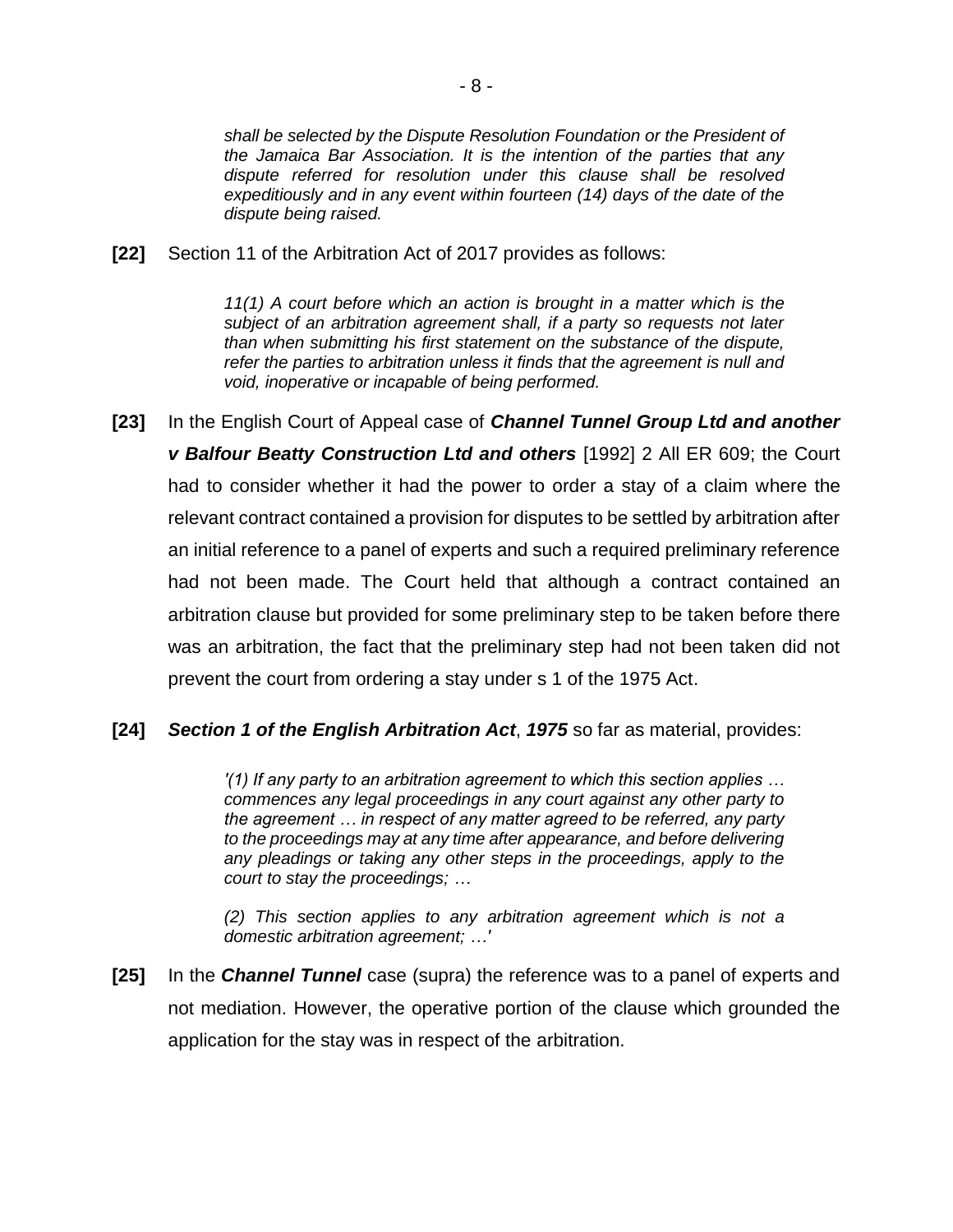*shall be selected by the Dispute Resolution Foundation or the President of the Jamaica Bar Association. It is the intention of the parties that any dispute referred for resolution under this clause shall be resolved expeditiously and in any event within fourteen (14) days of the date of the dispute being raised.*

**[22]** Section 11 of the Arbitration Act of 2017 provides as follows:

> *11(1) A court before which an action is brought in a matter which is the subject of an arbitration agreement shall, if a party so requests not later than when submitting his first statement on the substance of the dispute, refer the parties to arbitration unless it finds that the agreement is null and void, inoperative or incapable of being performed.*

**[23]** In the English Court of Appeal case of ***Channel Tunnel Group Ltd and another v Balfour Beatty Construction Ltd and others*** [1992] 2 All ER 609; the Court had to consider whether it had the power to order a stay of a claim where the relevant contract contained a provision for disputes to be settled by arbitration after an initial reference to a panel of experts and such a required preliminary reference had not been made. The Court held that although a contract contained an arbitration clause but provided for some preliminary step to be taken before there was an arbitration, the fact that the preliminary step had not been taken did not prevent the court from ordering a stay under s 1 of the 1975 Act.

**[24]** ***Section 1 of the English Arbitration Act***, ***1975*** so far as material, provides:

> *'(1) If any party to an arbitration agreement to which this section applies … commences any legal proceedings in any court against any other party to the agreement … in respect of any matter agreed to be referred, any party to the proceedings may at any time after appearance, and before delivering any pleadings or taking any other steps in the proceedings, apply to the court to stay the proceedings; …*
>
> *(2) This section applies to any arbitration agreement which is not a domestic arbitration agreement; …'*

**[25]** In the ***Channel Tunnel*** case (supra) the reference was to a panel of experts and not mediation. However, the operative portion of the clause which grounded the application for the stay was in respect of the arbitration.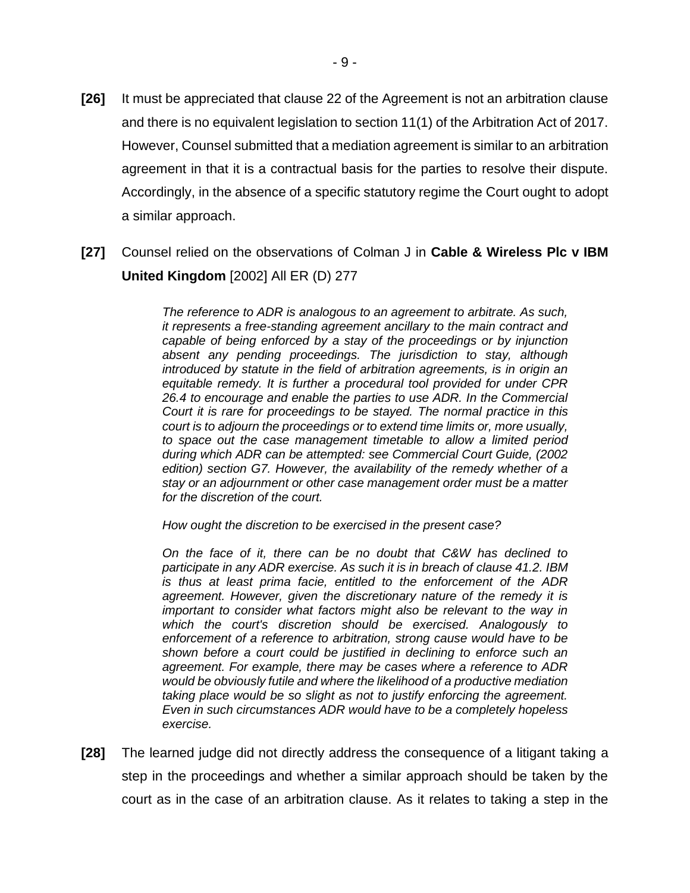**[26]** It must be appreciated that clause 22 of the Agreement is not an arbitration clause and there is no equivalent legislation to section 11(1) of the Arbitration Act of 2017. However, Counsel submitted that a mediation agreement is similar to an arbitration agreement in that it is a contractual basis for the parties to resolve their dispute. Accordingly, in the absence of a specific statutory regime the Court ought to adopt a similar approach.

**[27]** Counsel relied on the observations of Colman J in **Cable & Wireless Plc v IBM United Kingdom** [2002] All ER (D) 277

> *The reference to ADR is analogous to an agreement to arbitrate. As such, it represents a free-standing agreement ancillary to the main contract and capable of being enforced by a stay of the proceedings or by injunction absent any pending proceedings. The jurisdiction to stay, although introduced by statute in the field of arbitration agreements, is in origin an equitable remedy. It is further a procedural tool provided for under CPR 26.4 to encourage and enable the parties to use ADR. In the Commercial Court it is rare for proceedings to be stayed. The normal practice in this court is to adjourn the proceedings or to extend time limits or, more usually, to space out the case management timetable to allow a limited period during which ADR can be attempted: see Commercial Court Guide, (2002 edition) section G7. However, the availability of the remedy whether of a stay or an adjournment or other case management order must be a matter for the discretion of the court.*
>
> *How ought the discretion to be exercised in the present case?*
>
> *On the face of it, there can be no doubt that C&W has declined to participate in any ADR exercise. As such it is in breach of clause 41.2. IBM is thus at least prima facie, entitled to the enforcement of the ADR agreement. However, given the discretionary nature of the remedy it is important to consider what factors might also be relevant to the way in which the court's discretion should be exercised. Analogously to enforcement of a reference to arbitration, strong cause would have to be shown before a court could be justified in declining to enforce such an agreement. For example, there may be cases where a reference to ADR would be obviously futile and where the likelihood of a productive mediation taking place would be so slight as not to justify enforcing the agreement. Even in such circumstances ADR would have to be a completely hopeless exercise.*

**[28]** The learned judge did not directly address the consequence of a litigant taking a step in the proceedings and whether a similar approach should be taken by the court as in the case of an arbitration clause. As it relates to taking a step in the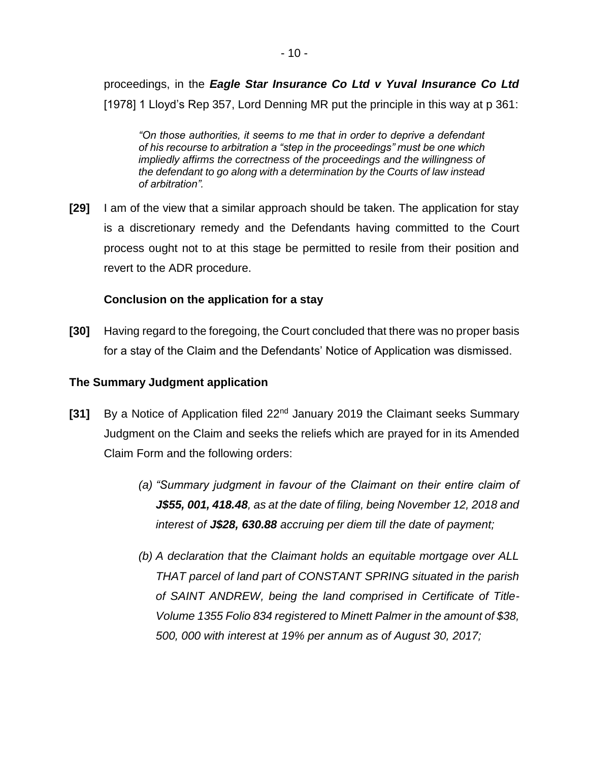proceedings, in the ***Eagle Star Insurance Co Ltd v Yuval Insurance Co Ltd*** [1978] 1 Lloyd's Rep 357, Lord Denning MR put the principle in this way at p 361:

> *"On those authorities, it seems to me that in order to deprive a defendant of his recourse to arbitration a "step in the proceedings" must be one which impliedly affirms the correctness of the proceedings and the willingness of the defendant to go along with a determination by the Courts of law instead of arbitration".*

**[29]** I am of the view that a similar approach should be taken. The application for stay is a discretionary remedy and the Defendants having committed to the Court process ought not to at this stage be permitted to resile from their position and revert to the ADR procedure.

**Conclusion on the application for a stay**

**[30]** Having regard to the foregoing, the Court concluded that there was no proper basis for a stay of the Claim and the Defendants' Notice of Application was dismissed.

**The Summary Judgment application**

**[31]** By a Notice of Application filed 22nd January 2019 the Claimant seeks Summary Judgment on the Claim and seeks the reliefs which are prayed for in its Amended Claim Form and the following orders:

> *(a) "Summary judgment in favour of the Claimant on their entire claim of **J$55, 001, 418.48**, as at the date of filing, being November 12, 2018 and interest of **J$28, 630.88** accruing per diem till the date of payment;*
>
> *(b) A declaration that the Claimant holds an equitable mortgage over ALL THAT parcel of land part of CONSTANT SPRING situated in the parish of SAINT ANDREW, being the land comprised in Certificate of Title-Volume 1355 Folio 834 registered to Minett Palmer in the amount of $38, 500, 000 with interest at 19% per annum as of August 30, 2017;*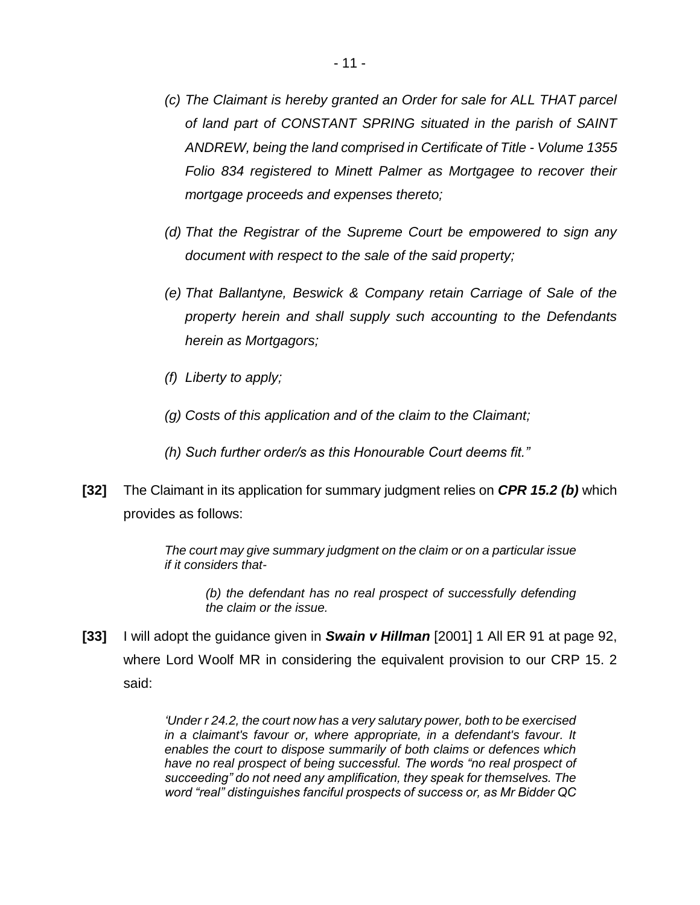*(c) The Claimant is hereby granted an Order for sale for ALL THAT parcel of land part of CONSTANT SPRING situated in the parish of SAINT ANDREW, being the land comprised in Certificate of Title - Volume 1355 Folio 834 registered to Minett Palmer as Mortgagee to recover their mortgage proceeds and expenses thereto;*

*(d) That the Registrar of the Supreme Court be empowered to sign any document with respect to the sale of the said property;*

*(e) That Ballantyne, Beswick & Company retain Carriage of Sale of the property herein and shall supply such accounting to the Defendants herein as Mortgagors;*

*(f) Liberty to apply;*

*(g) Costs of this application and of the claim to the Claimant;*

*(h) Such further order/s as this Honourable Court deems fit."*

**[32]** The Claimant in its application for summary judgment relies on ***CPR 15.2 (b)*** which provides as follows:

> *The court may give summary judgment on the claim or on a particular issue if it considers that-*
>
> > *(b) the defendant has no real prospect of successfully defending the claim or the issue.*

**[33]** I will adopt the guidance given in ***Swain v Hillman*** [2001] 1 All ER 91 at page 92, where Lord Woolf MR in considering the equivalent provision to our CRP 15. 2 said:

> *'Under r 24.2, the court now has a very salutary power, both to be exercised in a claimant's favour or, where appropriate, in a defendant's favour. It enables the court to dispose summarily of both claims or defences which have no real prospect of being successful. The words "no real prospect of succeeding" do not need any amplification, they speak for themselves. The word "real" distinguishes fanciful prospects of success or, as Mr Bidder QC*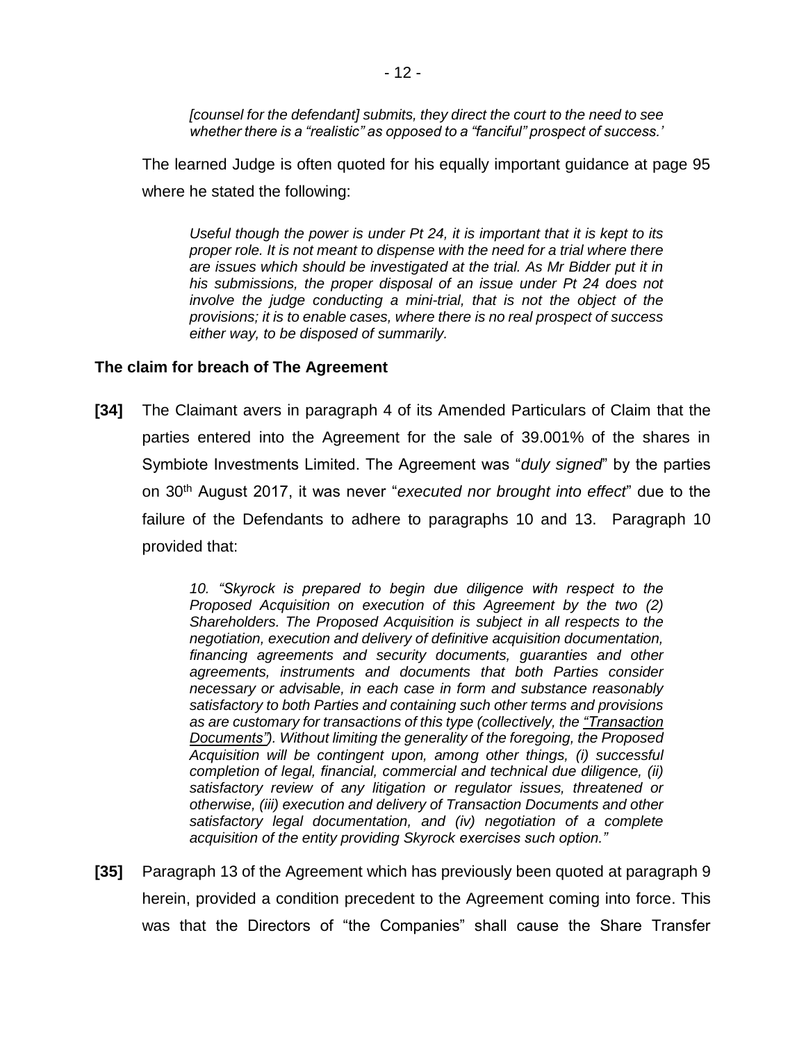*[counsel for the defendant] submits, they direct the court to the need to see whether there is a "realistic" as opposed to a "fanciful" prospect of success.'*

The learned Judge is often quoted for his equally important guidance at page 95 where he stated the following:

> *Useful though the power is under Pt 24, it is important that it is kept to its proper role. It is not meant to dispense with the need for a trial where there are issues which should be investigated at the trial. As Mr Bidder put it in his submissions, the proper disposal of an issue under Pt 24 does not involve the judge conducting a mini-trial, that is not the object of the provisions; it is to enable cases, where there is no real prospect of success either way, to be disposed of summarily.*

**The claim for breach of The Agreement**

**[34]** The Claimant avers in paragraph 4 of its Amended Particulars of Claim that the parties entered into the Agreement for the sale of 39.001% of the shares in Symbiote Investments Limited. The Agreement was "*duly signed*" by the parties on 30th August 2017, it was never "*executed nor brought into effect*" due to the failure of the Defendants to adhere to paragraphs 10 and 13. Paragraph 10 provided that:

> *10. "Skyrock is prepared to begin due diligence with respect to the Proposed Acquisition on execution of this Agreement by the two (2) Shareholders. The Proposed Acquisition is subject in all respects to the negotiation, execution and delivery of definitive acquisition documentation, financing agreements and security documents, guaranties and other agreements, instruments and documents that both Parties consider necessary or advisable, in each case in form and substance reasonably satisfactory to both Parties and containing such other terms and provisions as are customary for transactions of this type (collectively, the "Transaction Documents"). Without limiting the generality of the foregoing, the Proposed Acquisition will be contingent upon, among other things, (i) successful completion of legal, financial, commercial and technical due diligence, (ii) satisfactory review of any litigation or regulator issues, threatened or otherwise, (iii) execution and delivery of Transaction Documents and other satisfactory legal documentation, and (iv) negotiation of a complete acquisition of the entity providing Skyrock exercises such option."*

**[35]** Paragraph 13 of the Agreement which has previously been quoted at paragraph 9 herein, provided a condition precedent to the Agreement coming into force. This was that the Directors of "the Companies" shall cause the Share Transfer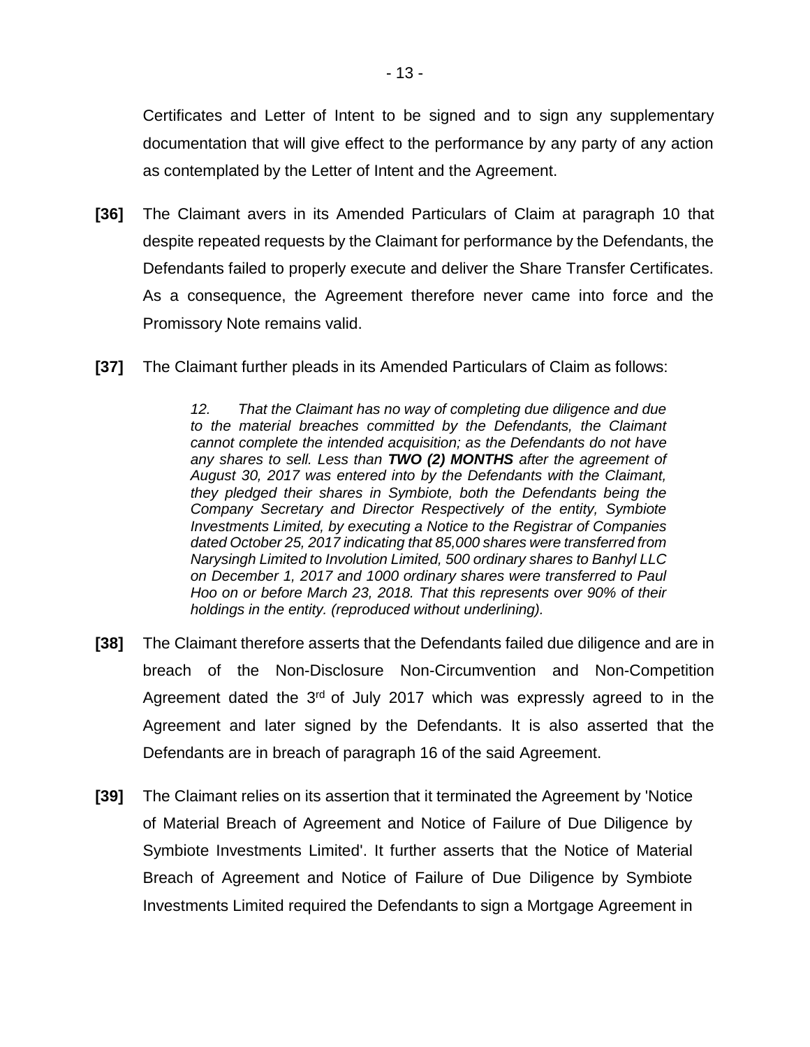Certificates and Letter of Intent to be signed and to sign any supplementary documentation that will give effect to the performance by any party of any action as contemplated by the Letter of Intent and the Agreement.

**[36]** The Claimant avers in its Amended Particulars of Claim at paragraph 10 that despite repeated requests by the Claimant for performance by the Defendants, the Defendants failed to properly execute and deliver the Share Transfer Certificates. As a consequence, the Agreement therefore never came into force and the Promissory Note remains valid.

**[37]** The Claimant further pleads in its Amended Particulars of Claim as follows:

> *12. That the Claimant has no way of completing due diligence and due to the material breaches committed by the Defendants, the Claimant cannot complete the intended acquisition; as the Defendants do not have any shares to sell. Less than* ***TWO (2) MONTHS*** *after the agreement of August 30, 2017 was entered into by the Defendants with the Claimant, they pledged their shares in Symbiote, both the Defendants being the Company Secretary and Director Respectively of the entity, Symbiote Investments Limited, by executing a Notice to the Registrar of Companies dated October 25, 2017 indicating that 85,000 shares were transferred from Narysingh Limited to Involution Limited, 500 ordinary shares to Banhyl LLC on December 1, 2017 and 1000 ordinary shares were transferred to Paul Hoo on or before March 23, 2018. That this represents over 90% of their holdings in the entity. (reproduced without underlining).*

**[38]** The Claimant therefore asserts that the Defendants failed due diligence and are in breach of the Non-Disclosure Non-Circumvention and Non-Competition Agreement dated the 3rd of July 2017 which was expressly agreed to in the Agreement and later signed by the Defendants. It is also asserted that the Defendants are in breach of paragraph 16 of the said Agreement.

**[39]** The Claimant relies on its assertion that it terminated the Agreement by 'Notice of Material Breach of Agreement and Notice of Failure of Due Diligence by Symbiote Investments Limited'. It further asserts that the Notice of Material Breach of Agreement and Notice of Failure of Due Diligence by Symbiote Investments Limited required the Defendants to sign a Mortgage Agreement in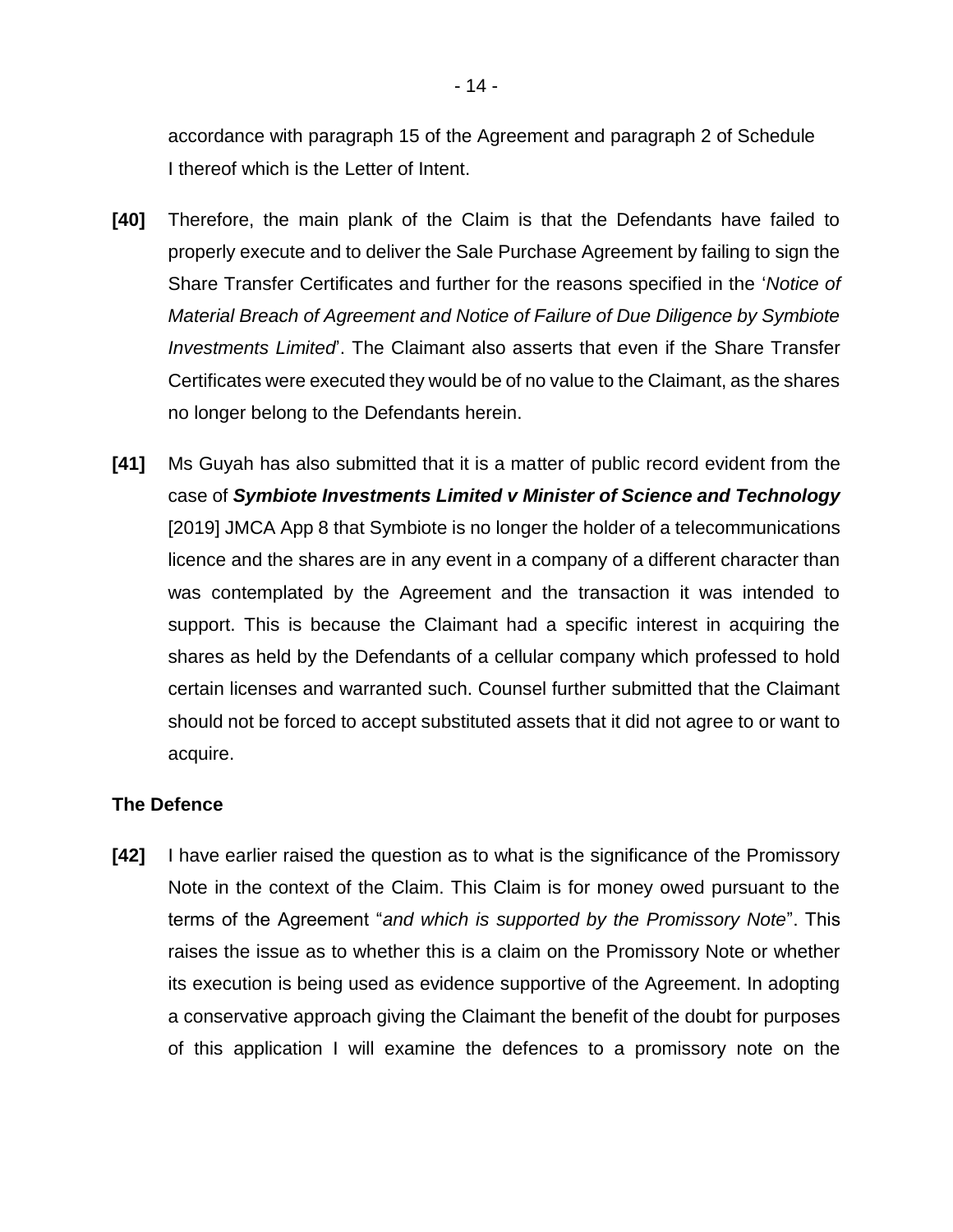accordance with paragraph 15 of the Agreement and paragraph 2 of Schedule I thereof which is the Letter of Intent.

**[40]** Therefore, the main plank of the Claim is that the Defendants have failed to properly execute and to deliver the Sale Purchase Agreement by failing to sign the Share Transfer Certificates and further for the reasons specified in the '*Notice of Material Breach of Agreement and Notice of Failure of Due Diligence by Symbiote Investments Limited*'. The Claimant also asserts that even if the Share Transfer Certificates were executed they would be of no value to the Claimant, as the shares no longer belong to the Defendants herein.

**[41]** Ms Guyah has also submitted that it is a matter of public record evident from the case of ***Symbiote Investments Limited v Minister of Science and Technology*** [2019] JMCA App 8 that Symbiote is no longer the holder of a telecommunications licence and the shares are in any event in a company of a different character than was contemplated by the Agreement and the transaction it was intended to support. This is because the Claimant had a specific interest in acquiring the shares as held by the Defendants of a cellular company which professed to hold certain licenses and warranted such. Counsel further submitted that the Claimant should not be forced to accept substituted assets that it did not agree to or want to acquire.

**The Defence**

**[42]** I have earlier raised the question as to what is the significance of the Promissory Note in the context of the Claim. This Claim is for money owed pursuant to the terms of the Agreement "*and which is supported by the Promissory Note*". This raises the issue as to whether this is a claim on the Promissory Note or whether its execution is being used as evidence supportive of the Agreement. In adopting a conservative approach giving the Claimant the benefit of the doubt for purposes of this application I will examine the defences to a promissory note on the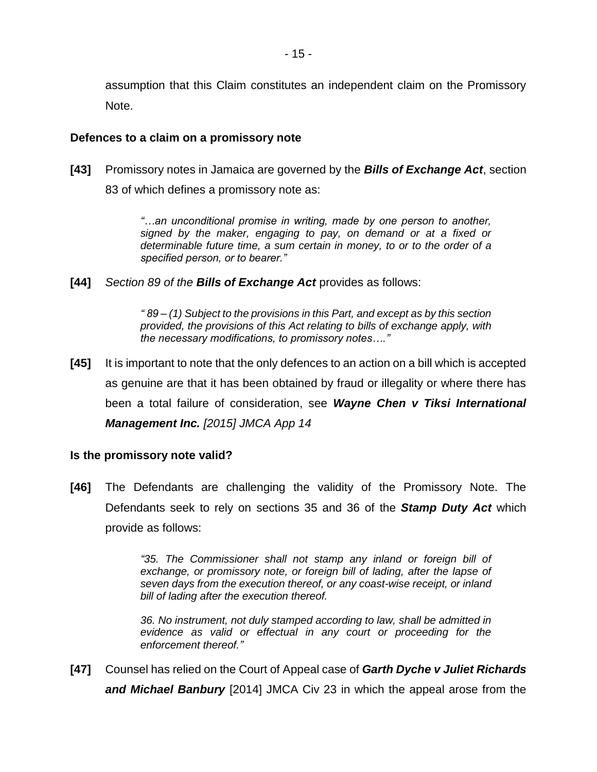assumption that this Claim constitutes an independent claim on the Promissory Note.

**Defences to a claim on a promissory note**

**[43]** Promissory notes in Jamaica are governed by the ***Bills of Exchange Act***, section 83 of which defines a promissory note as:

> *"…an unconditional promise in writing, made by one person to another, signed by the maker, engaging to pay, on demand or at a fixed or determinable future time, a sum certain in money, to or to the order of a specified person, or to bearer."*

**[44]** *Section 89 of the **Bills of Exchange Act*** provides as follows:

> *" 89 – (1) Subject to the provisions in this Part, and except as by this section provided, the provisions of this Act relating to bills of exchange apply, with the necessary modifications, to promissory notes…."*

**[45]** It is important to note that the only defences to an action on a bill which is accepted as genuine are that it has been obtained by fraud or illegality or where there has been a total failure of consideration, see ***Wayne Chen v Tiksi International Management Inc.*** *[2015] JMCA App 14*

**Is the promissory note valid?**

**[46]** The Defendants are challenging the validity of the Promissory Note. The Defendants seek to rely on sections 35 and 36 of the ***Stamp Duty Act*** which provide as follows:

> *"35. The Commissioner shall not stamp any inland or foreign bill of exchange, or promissory note, or foreign bill of lading, after the lapse of seven days from the execution thereof, or any coast-wise receipt, or inland bill of lading after the execution thereof.*
>
> *36. No instrument, not duly stamped according to law, shall be admitted in evidence as valid or effectual in any court or proceeding for the enforcement thereof."*

**[47]** Counsel has relied on the Court of Appeal case of ***Garth Dyche v Juliet Richards and Michael Banbury*** [2014] JMCA Civ 23 in which the appeal arose from the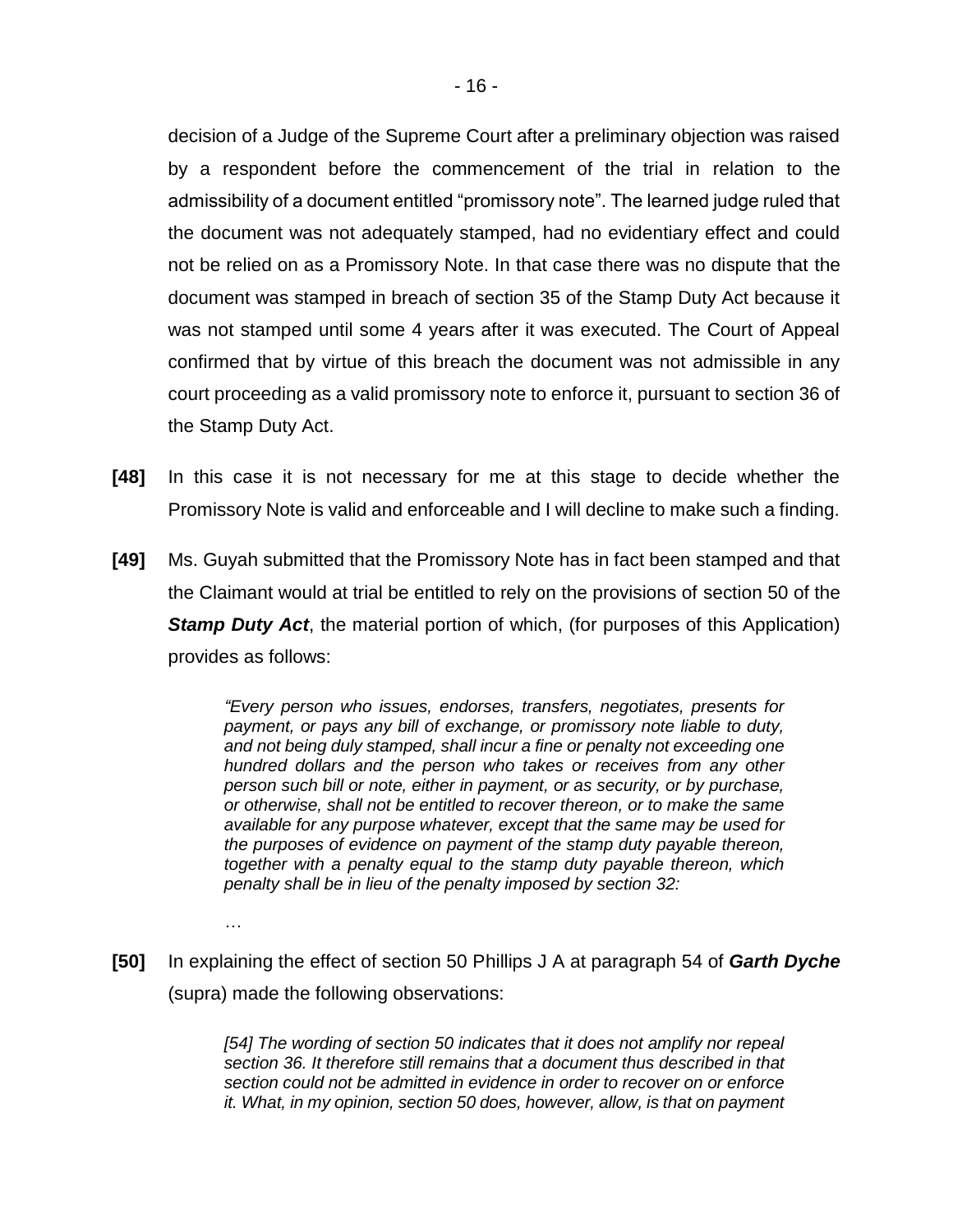decision of a Judge of the Supreme Court after a preliminary objection was raised by a respondent before the commencement of the trial in relation to the admissibility of a document entitled "promissory note". The learned judge ruled that the document was not adequately stamped, had no evidentiary effect and could not be relied on as a Promissory Note. In that case there was no dispute that the document was stamped in breach of section 35 of the Stamp Duty Act because it was not stamped until some 4 years after it was executed. The Court of Appeal confirmed that by virtue of this breach the document was not admissible in any court proceeding as a valid promissory note to enforce it, pursuant to section 36 of the Stamp Duty Act.

**[48]** In this case it is not necessary for me at this stage to decide whether the Promissory Note is valid and enforceable and I will decline to make such a finding.

**[49]** Ms. Guyah submitted that the Promissory Note has in fact been stamped and that the Claimant would at trial be entitled to rely on the provisions of section 50 of the ***Stamp Duty Act***, the material portion of which, (for purposes of this Application) provides as follows:

> *"Every person who issues, endorses, transfers, negotiates, presents for payment, or pays any bill of exchange, or promissory note liable to duty, and not being duly stamped, shall incur a fine or penalty not exceeding one hundred dollars and the person who takes or receives from any other person such bill or note, either in payment, or as security, or by purchase, or otherwise, shall not be entitled to recover thereon, or to make the same available for any purpose whatever, except that the same may be used for the purposes of evidence on payment of the stamp duty payable thereon, together with a penalty equal to the stamp duty payable thereon, which penalty shall be in lieu of the penalty imposed by section 32:*
>
> …

**[50]** In explaining the effect of section 50 Phillips J A at paragraph 54 of ***Garth Dyche*** (supra) made the following observations:

> *[54] The wording of section 50 indicates that it does not amplify nor repeal section 36. It therefore still remains that a document thus described in that section could not be admitted in evidence in order to recover on or enforce it. What, in my opinion, section 50 does, however, allow, is that on payment*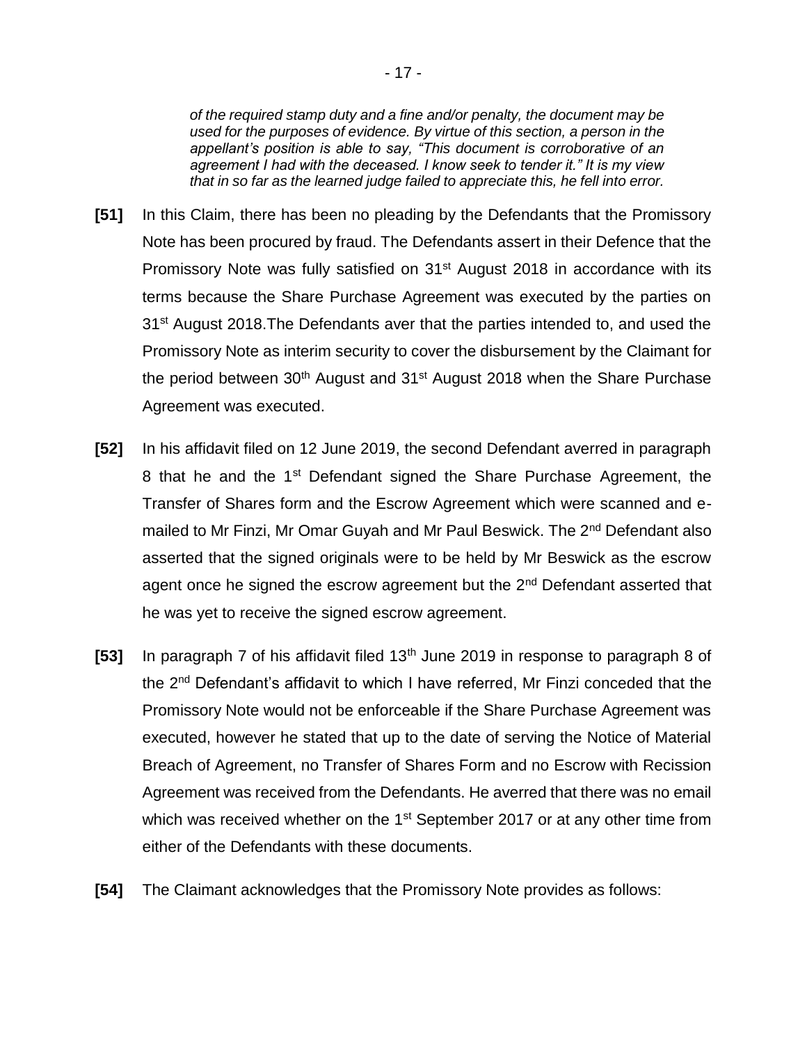*of the required stamp duty and a fine and/or penalty, the document may be used for the purposes of evidence. By virtue of this section, a person in the appellant's position is able to say, "This document is corroborative of an agreement I had with the deceased. I know seek to tender it." It is my view that in so far as the learned judge failed to appreciate this, he fell into error.*

**[51]** In this Claim, there has been no pleading by the Defendants that the Promissory Note has been procured by fraud. The Defendants assert in their Defence that the Promissory Note was fully satisfied on 31st August 2018 in accordance with its terms because the Share Purchase Agreement was executed by the parties on 31st August 2018.The Defendants aver that the parties intended to, and used the Promissory Note as interim security to cover the disbursement by the Claimant for the period between 30th August and 31st August 2018 when the Share Purchase Agreement was executed.

**[52]** In his affidavit filed on 12 June 2019, the second Defendant averred in paragraph 8 that he and the 1st Defendant signed the Share Purchase Agreement, the Transfer of Shares form and the Escrow Agreement which were scanned and e-mailed to Mr Finzi, Mr Omar Guyah and Mr Paul Beswick. The 2nd Defendant also asserted that the signed originals were to be held by Mr Beswick as the escrow agent once he signed the escrow agreement but the 2nd Defendant asserted that he was yet to receive the signed escrow agreement.

**[53]** In paragraph 7 of his affidavit filed 13th June 2019 in response to paragraph 8 of the 2nd Defendant's affidavit to which I have referred, Mr Finzi conceded that the Promissory Note would not be enforceable if the Share Purchase Agreement was executed, however he stated that up to the date of serving the Notice of Material Breach of Agreement, no Transfer of Shares Form and no Escrow with Recission Agreement was received from the Defendants. He averred that there was no email which was received whether on the 1st September 2017 or at any other time from either of the Defendants with these documents.

**[54]** The Claimant acknowledges that the Promissory Note provides as follows: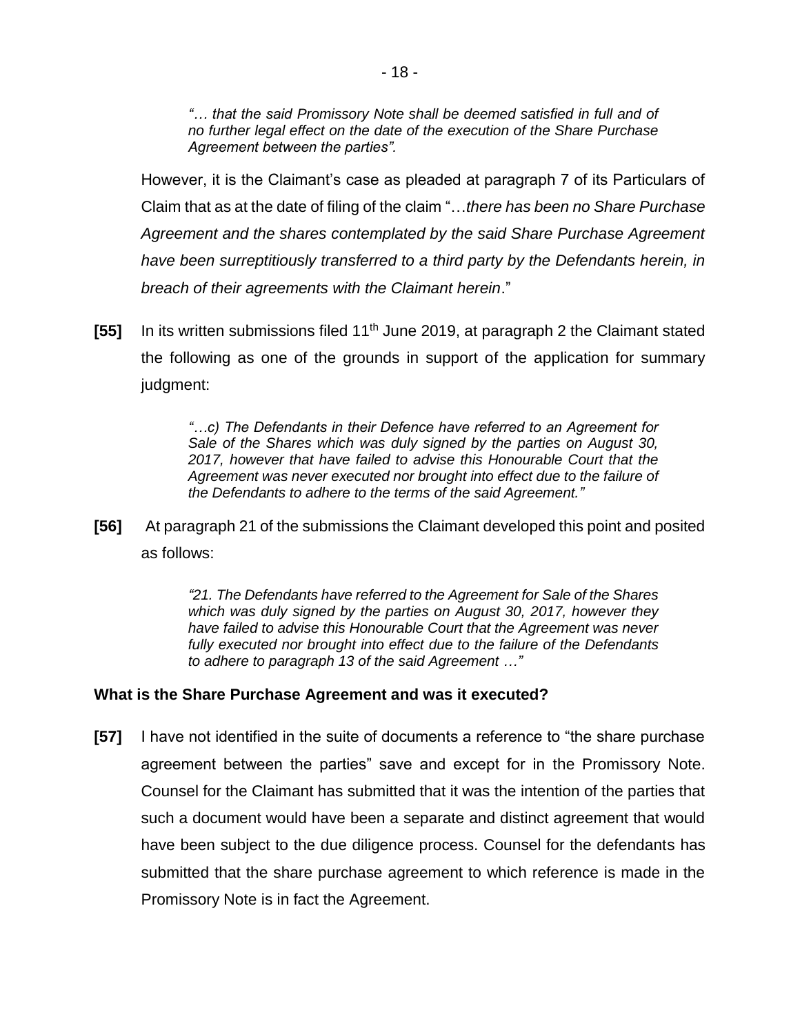> *"… that the said Promissory Note shall be deemed satisfied in full and of no further legal effect on the date of the execution of the Share Purchase Agreement between the parties".*

However, it is the Claimant's case as pleaded at paragraph 7 of its Particulars of Claim that as at the date of filing of the claim "…*there has been no Share Purchase Agreement and the shares contemplated by the said Share Purchase Agreement have been surreptitiously transferred to a third party by the Defendants herein, in breach of their agreements with the Claimant herein*."

**[55]** In its written submissions filed 11th June 2019, at paragraph 2 the Claimant stated the following as one of the grounds in support of the application for summary judgment:

> *"…c) The Defendants in their Defence have referred to an Agreement for Sale of the Shares which was duly signed by the parties on August 30, 2017, however that have failed to advise this Honourable Court that the Agreement was never executed nor brought into effect due to the failure of the Defendants to adhere to the terms of the said Agreement."*

**[56]** At paragraph 21 of the submissions the Claimant developed this point and posited as follows:

> *"21. The Defendants have referred to the Agreement for Sale of the Shares which was duly signed by the parties on August 30, 2017, however they have failed to advise this Honourable Court that the Agreement was never fully executed nor brought into effect due to the failure of the Defendants to adhere to paragraph 13 of the said Agreement …"*

**What is the Share Purchase Agreement and was it executed?**

**[57]** I have not identified in the suite of documents a reference to "the share purchase agreement between the parties" save and except for in the Promissory Note. Counsel for the Claimant has submitted that it was the intention of the parties that such a document would have been a separate and distinct agreement that would have been subject to the due diligence process. Counsel for the defendants has submitted that the share purchase agreement to which reference is made in the Promissory Note is in fact the Agreement.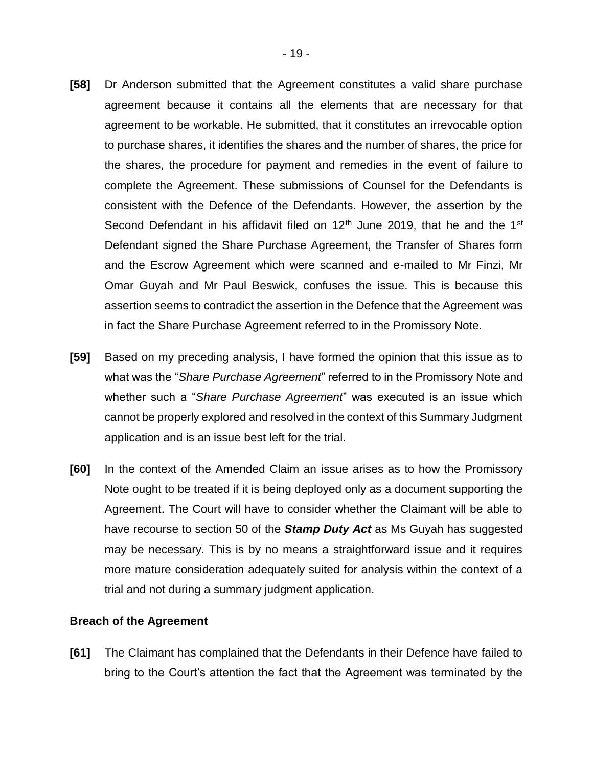**[58]** Dr Anderson submitted that the Agreement constitutes a valid share purchase agreement because it contains all the elements that are necessary for that agreement to be workable. He submitted, that it constitutes an irrevocable option to purchase shares, it identifies the shares and the number of shares, the price for the shares, the procedure for payment and remedies in the event of failure to complete the Agreement. These submissions of Counsel for the Defendants is consistent with the Defence of the Defendants. However, the assertion by the Second Defendant in his affidavit filed on 12th June 2019, that he and the 1st Defendant signed the Share Purchase Agreement, the Transfer of Shares form and the Escrow Agreement which were scanned and e-mailed to Mr Finzi, Mr Omar Guyah and Mr Paul Beswick, confuses the issue. This is because this assertion seems to contradict the assertion in the Defence that the Agreement was in fact the Share Purchase Agreement referred to in the Promissory Note.

**[59]** Based on my preceding analysis, I have formed the opinion that this issue as to what was the "*Share Purchase Agreement*" referred to in the Promissory Note and whether such a "*Share Purchase Agreement*" was executed is an issue which cannot be properly explored and resolved in the context of this Summary Judgment application and is an issue best left for the trial.

**[60]** In the context of the Amended Claim an issue arises as to how the Promissory Note ought to be treated if it is being deployed only as a document supporting the Agreement. The Court will have to consider whether the Claimant will be able to have recourse to section 50 of the ***Stamp Duty Act*** as Ms Guyah has suggested may be necessary. This is by no means a straightforward issue and it requires more mature consideration adequately suited for analysis within the context of a trial and not during a summary judgment application.

**Breach of the Agreement**

**[61]** The Claimant has complained that the Defendants in their Defence have failed to bring to the Court's attention the fact that the Agreement was terminated by the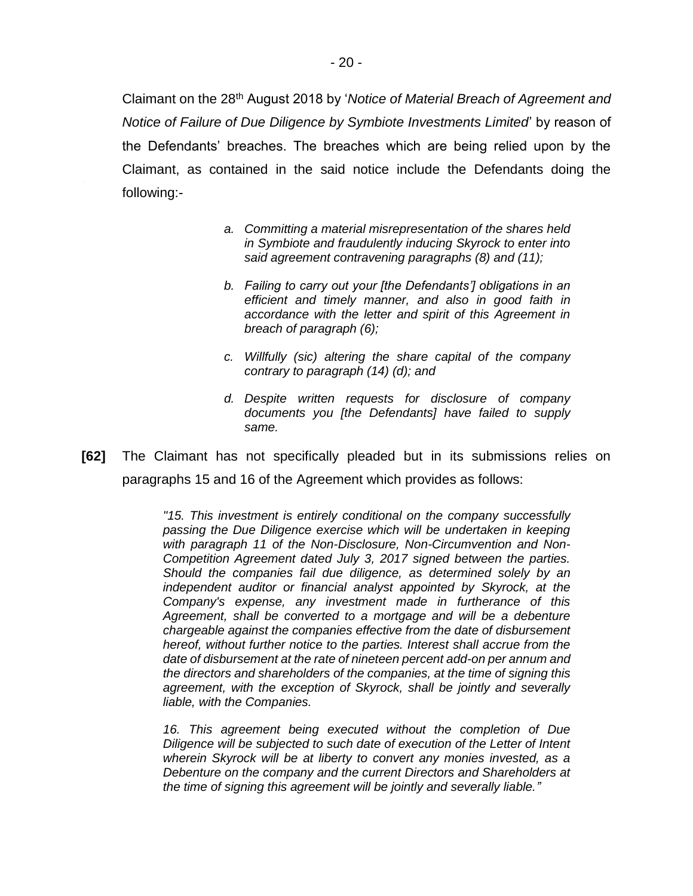Claimant on the 28th August 2018 by '*Notice of Material Breach of Agreement and Notice of Failure of Due Diligence by Symbiote Investments Limited*' by reason of the Defendants' breaches. The breaches which are being relied upon by the Claimant, as contained in the said notice include the Defendants doing the following:-

> *a. Committing a material misrepresentation of the shares held in Symbiote and fraudulently inducing Skyrock to enter into said agreement contravening paragraphs (8) and (11);*
>
> *b. Failing to carry out your [the Defendants'] obligations in an efficient and timely manner, and also in good faith in accordance with the letter and spirit of this Agreement in breach of paragraph (6);*
>
> *c. Willfully (sic) altering the share capital of the company contrary to paragraph (14) (d); and*
>
> *d. Despite written requests for disclosure of company documents you [the Defendants] have failed to supply same.*

**[62]** The Claimant has not specifically pleaded but in its submissions relies on paragraphs 15 and 16 of the Agreement which provides as follows:

> *"15. This investment is entirely conditional on the company successfully passing the Due Diligence exercise which will be undertaken in keeping with paragraph 11 of the Non-Disclosure, Non-Circumvention and Non-Competition Agreement dated July 3, 2017 signed between the parties. Should the companies fail due diligence, as determined solely by an independent auditor or financial analyst appointed by Skyrock, at the Company's expense, any investment made in furtherance of this Agreement, shall be converted to a mortgage and will be a debenture chargeable against the companies effective from the date of disbursement hereof, without further notice to the parties. Interest shall accrue from the date of disbursement at the rate of nineteen percent add-on per annum and the directors and shareholders of the companies, at the time of signing this agreement, with the exception of Skyrock, shall be jointly and severally liable, with the Companies.*
>
> *16. This agreement being executed without the completion of Due Diligence will be subjected to such date of execution of the Letter of Intent wherein Skyrock will be at liberty to convert any monies invested, as a Debenture on the company and the current Directors and Shareholders at the time of signing this agreement will be jointly and severally liable."*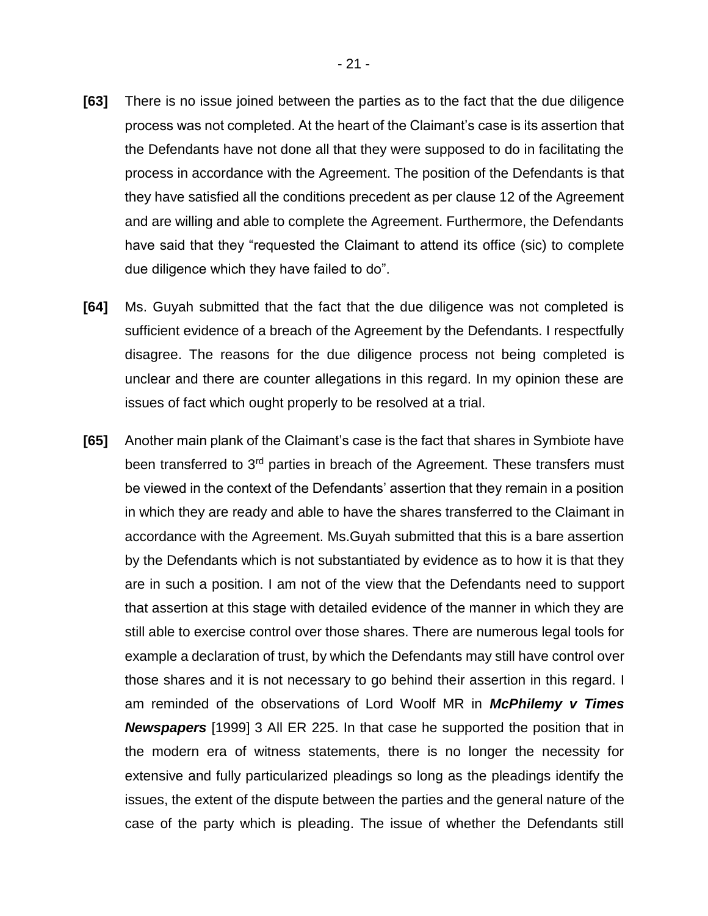**[63]** There is no issue joined between the parties as to the fact that the due diligence process was not completed. At the heart of the Claimant's case is its assertion that the Defendants have not done all that they were supposed to do in facilitating the process in accordance with the Agreement. The position of the Defendants is that they have satisfied all the conditions precedent as per clause 12 of the Agreement and are willing and able to complete the Agreement. Furthermore, the Defendants have said that they "requested the Claimant to attend its office (sic) to complete due diligence which they have failed to do".

**[64]** Ms. Guyah submitted that the fact that the due diligence was not completed is sufficient evidence of a breach of the Agreement by the Defendants. I respectfully disagree. The reasons for the due diligence process not being completed is unclear and there are counter allegations in this regard. In my opinion these are issues of fact which ought properly to be resolved at a trial.

**[65]** Another main plank of the Claimant's case is the fact that shares in Symbiote have been transferred to 3rd parties in breach of the Agreement. These transfers must be viewed in the context of the Defendants' assertion that they remain in a position in which they are ready and able to have the shares transferred to the Claimant in accordance with the Agreement. Ms.Guyah submitted that this is a bare assertion by the Defendants which is not substantiated by evidence as to how it is that they are in such a position. I am not of the view that the Defendants need to support that assertion at this stage with detailed evidence of the manner in which they are still able to exercise control over those shares. There are numerous legal tools for example a declaration of trust, by which the Defendants may still have control over those shares and it is not necessary to go behind their assertion in this regard. I am reminded of the observations of Lord Woolf MR in ***McPhilemy v Times Newspapers*** [1999] 3 All ER 225. In that case he supported the position that in the modern era of witness statements, there is no longer the necessity for extensive and fully particularized pleadings so long as the pleadings identify the issues, the extent of the dispute between the parties and the general nature of the case of the party which is pleading. The issue of whether the Defendants still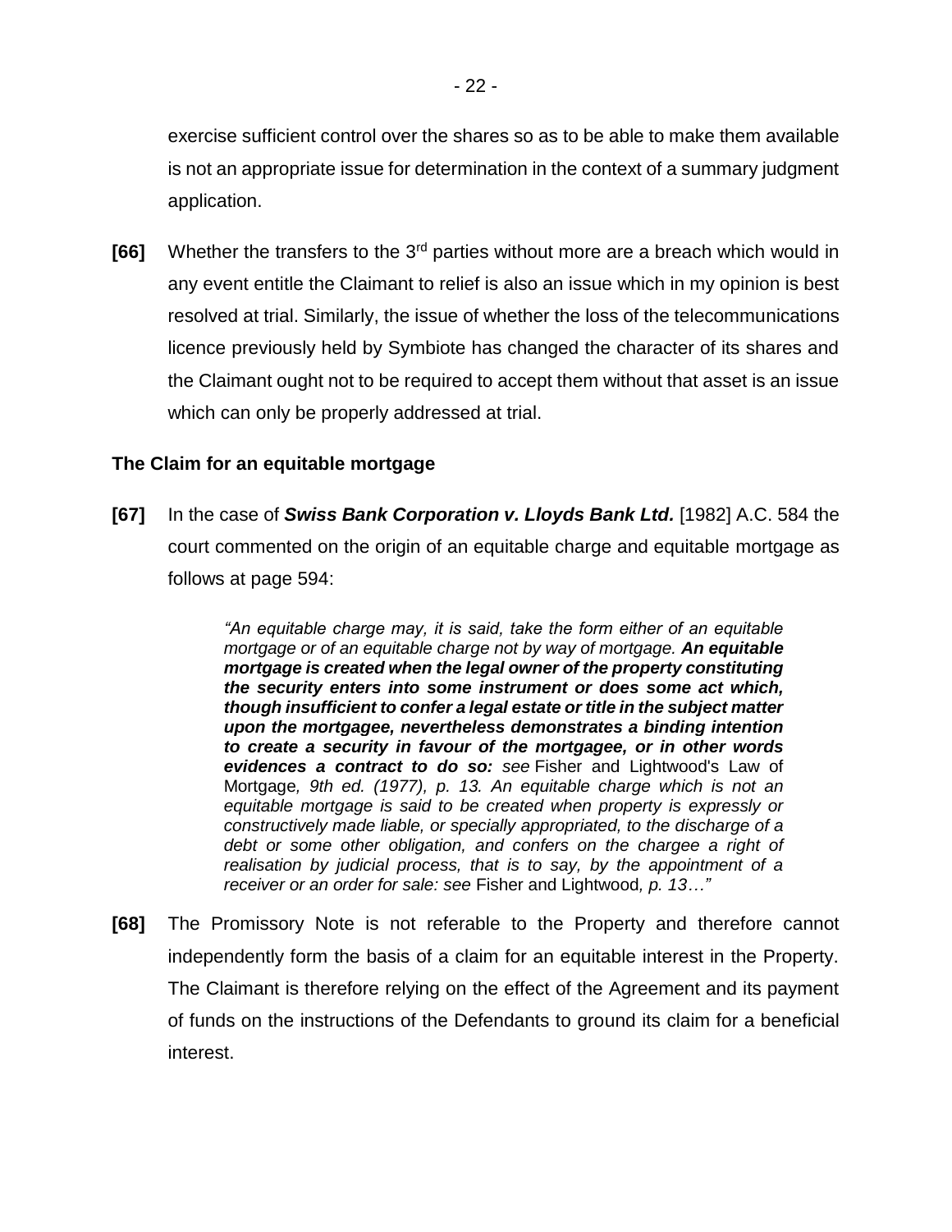exercise sufficient control over the shares so as to be able to make them available is not an appropriate issue for determination in the context of a summary judgment application.

**[66]** Whether the transfers to the 3rd parties without more are a breach which would in any event entitle the Claimant to relief is also an issue which in my opinion is best resolved at trial. Similarly, the issue of whether the loss of the telecommunications licence previously held by Symbiote has changed the character of its shares and the Claimant ought not to be required to accept them without that asset is an issue which can only be properly addressed at trial.

**The Claim for an equitable mortgage**

**[67]** In the case of ***Swiss Bank Corporation v. Lloyds Bank Ltd.*** [1982] A.C. 584 the court commented on the origin of an equitable charge and equitable mortgage as follows at page 594:

> *"An equitable charge may, it is said, take the form either of an equitable mortgage or of an equitable charge not by way of mortgage.* ***An equitable mortgage is created when the legal owner of the property constituting the security enters into some instrument or does some act which, though insufficient to confer a legal estate or title in the subject matter upon the mortgagee, nevertheless demonstrates a binding intention to create a security in favour of the mortgagee, or in other words evidences a contract to do so:*** *see* Fisher and Lightwood's Law of Mortgage*, 9th ed. (1977), p. 13. An equitable charge which is not an equitable mortgage is said to be created when property is expressly or constructively made liable, or specially appropriated, to the discharge of a debt or some other obligation, and confers on the chargee a right of realisation by judicial process, that is to say, by the appointment of a receiver or an order for sale: see* Fisher and Lightwood*, p. 13…"*

**[68]** The Promissory Note is not referable to the Property and therefore cannot independently form the basis of a claim for an equitable interest in the Property. The Claimant is therefore relying on the effect of the Agreement and its payment of funds on the instructions of the Defendants to ground its claim for a beneficial interest.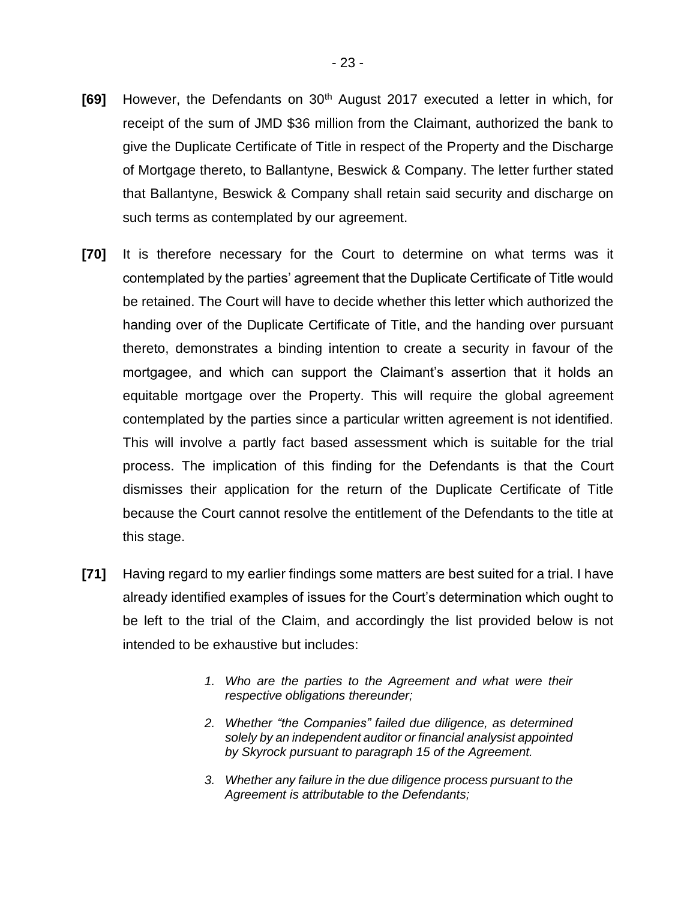**[69]** However, the Defendants on 30th August 2017 executed a letter in which, for receipt of the sum of JMD $36 million from the Claimant, authorized the bank to give the Duplicate Certificate of Title in respect of the Property and the Discharge of Mortgage thereto, to Ballantyne, Beswick & Company. The letter further stated that Ballantyne, Beswick & Company shall retain said security and discharge on such terms as contemplated by our agreement.

**[70]** It is therefore necessary for the Court to determine on what terms was it contemplated by the parties' agreement that the Duplicate Certificate of Title would be retained. The Court will have to decide whether this letter which authorized the handing over of the Duplicate Certificate of Title, and the handing over pursuant thereto, demonstrates a binding intention to create a security in favour of the mortgagee, and which can support the Claimant's assertion that it holds an equitable mortgage over the Property. This will require the global agreement contemplated by the parties since a particular written agreement is not identified. This will involve a partly fact based assessment which is suitable for the trial process. The implication of this finding for the Defendants is that the Court dismisses their application for the return of the Duplicate Certificate of Title because the Court cannot resolve the entitlement of the Defendants to the title at this stage.

**[71]** Having regard to my earlier findings some matters are best suited for a trial. I have already identified examples of issues for the Court's determination which ought to be left to the trial of the Claim, and accordingly the list provided below is not intended to be exhaustive but includes:

> 1. *Who are the parties to the Agreement and what were their respective obligations thereunder;*
>
> 2. *Whether "the Companies" failed due diligence, as determined solely by an independent auditor or financial analysist appointed by Skyrock pursuant to paragraph 15 of the Agreement.*
>
> 3. *Whether any failure in the due diligence process pursuant to the Agreement is attributable to the Defendants;*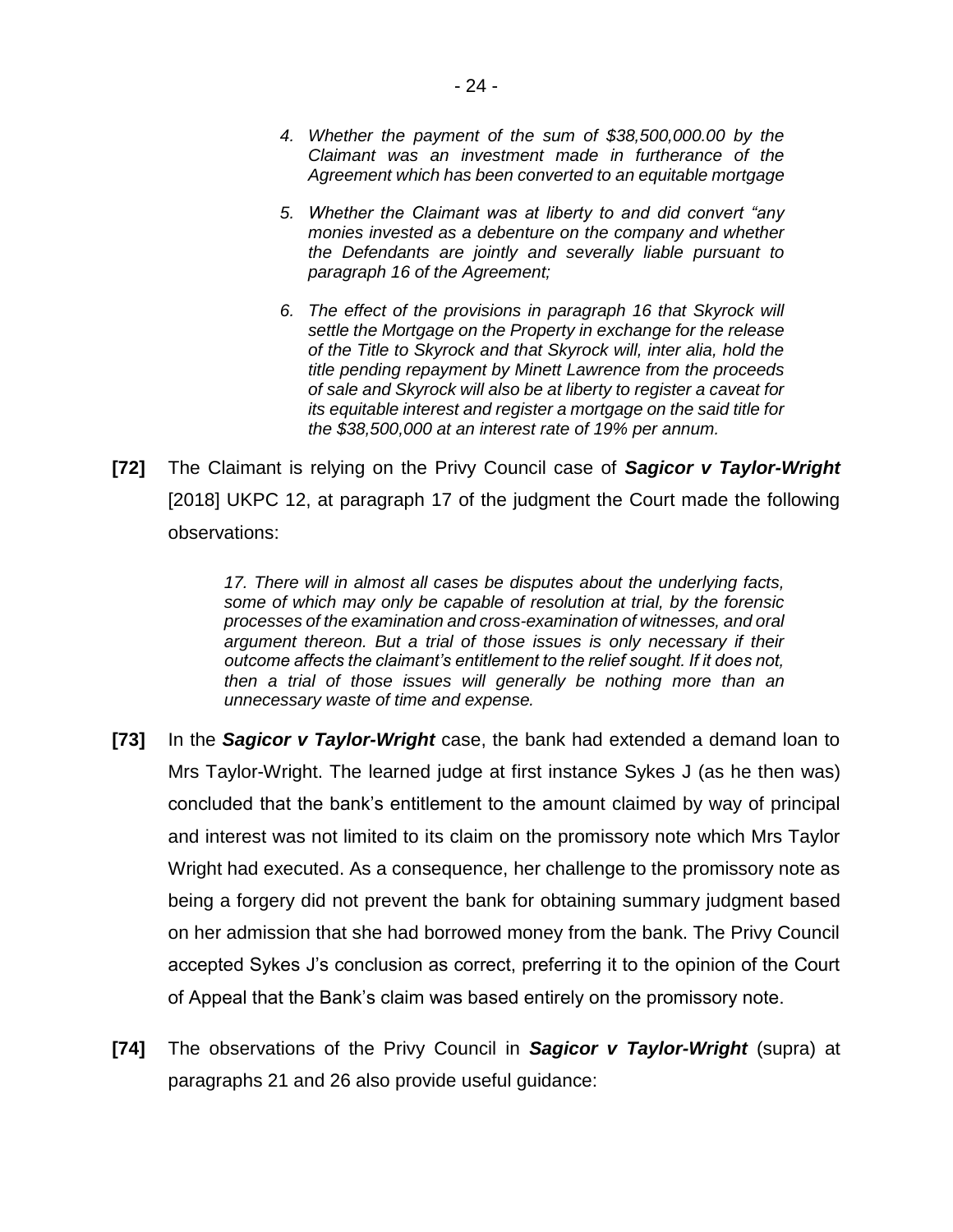*4. Whether the payment of the sum of $38,500,000.00 by the Claimant was an investment made in furtherance of the Agreement which has been converted to an equitable mortgage*

*5. Whether the Claimant was at liberty to and did convert "any monies invested as a debenture on the company and whether the Defendants are jointly and severally liable pursuant to paragraph 16 of the Agreement;*

*6. The effect of the provisions in paragraph 16 that Skyrock will settle the Mortgage on the Property in exchange for the release of the Title to Skyrock and that Skyrock will, inter alia, hold the title pending repayment by Minett Lawrence from the proceeds of sale and Skyrock will also be at liberty to register a caveat for its equitable interest and register a mortgage on the said title for the $38,500,000 at an interest rate of 19% per annum.*

**[72]** The Claimant is relying on the Privy Council case of ***Sagicor v Taylor-Wright*** [2018] UKPC 12, at paragraph 17 of the judgment the Court made the following observations:

> *17. There will in almost all cases be disputes about the underlying facts, some of which may only be capable of resolution at trial, by the forensic processes of the examination and cross-examination of witnesses, and oral argument thereon. But a trial of those issues is only necessary if their outcome affects the claimant's entitlement to the relief sought. If it does not, then a trial of those issues will generally be nothing more than an unnecessary waste of time and expense.*

**[73]** In the ***Sagicor v Taylor-Wright*** case, the bank had extended a demand loan to Mrs Taylor-Wright. The learned judge at first instance Sykes J (as he then was) concluded that the bank's entitlement to the amount claimed by way of principal and interest was not limited to its claim on the promissory note which Mrs Taylor Wright had executed. As a consequence, her challenge to the promissory note as being a forgery did not prevent the bank for obtaining summary judgment based on her admission that she had borrowed money from the bank. The Privy Council accepted Sykes J's conclusion as correct, preferring it to the opinion of the Court of Appeal that the Bank's claim was based entirely on the promissory note.

**[74]** The observations of the Privy Council in ***Sagicor v Taylor-Wright*** (supra) at paragraphs 21 and 26 also provide useful guidance: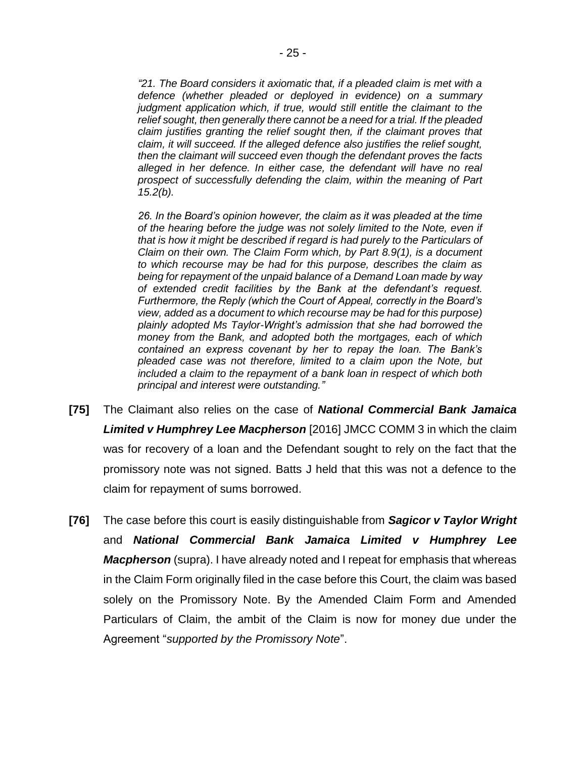> *"21. The Board considers it axiomatic that, if a pleaded claim is met with a defence (whether pleaded or deployed in evidence) on a summary judgment application which, if true, would still entitle the claimant to the relief sought, then generally there cannot be a need for a trial. If the pleaded claim justifies granting the relief sought then, if the claimant proves that claim, it will succeed. If the alleged defence also justifies the relief sought, then the claimant will succeed even though the defendant proves the facts alleged in her defence. In either case, the defendant will have no real prospect of successfully defending the claim, within the meaning of Part 15.2(b).*
>
> *26. In the Board's opinion however, the claim as it was pleaded at the time of the hearing before the judge was not solely limited to the Note, even if that is how it might be described if regard is had purely to the Particulars of Claim on their own. The Claim Form which, by Part 8.9(1), is a document to which recourse may be had for this purpose, describes the claim as being for repayment of the unpaid balance of a Demand Loan made by way of extended credit facilities by the Bank at the defendant's request. Furthermore, the Reply (which the Court of Appeal, correctly in the Board's view, added as a document to which recourse may be had for this purpose) plainly adopted Ms Taylor-Wright's admission that she had borrowed the money from the Bank, and adopted both the mortgages, each of which contained an express covenant by her to repay the loan. The Bank's pleaded case was not therefore, limited to a claim upon the Note, but included a claim to the repayment of a bank loan in respect of which both principal and interest were outstanding."*

**[75]** The Claimant also relies on the case of ***National Commercial Bank Jamaica Limited v Humphrey Lee Macpherson*** [2016] JMCC COMM 3 in which the claim was for recovery of a loan and the Defendant sought to rely on the fact that the promissory note was not signed. Batts J held that this was not a defence to the claim for repayment of sums borrowed.

**[76]** The case before this court is easily distinguishable from ***Sagicor v Taylor Wright*** and ***National Commercial Bank Jamaica Limited v Humphrey Lee Macpherson*** (supra). I have already noted and I repeat for emphasis that whereas in the Claim Form originally filed in the case before this Court, the claim was based solely on the Promissory Note. By the Amended Claim Form and Amended Particulars of Claim, the ambit of the Claim is now for money due under the Agreement "*supported by the Promissory Note*".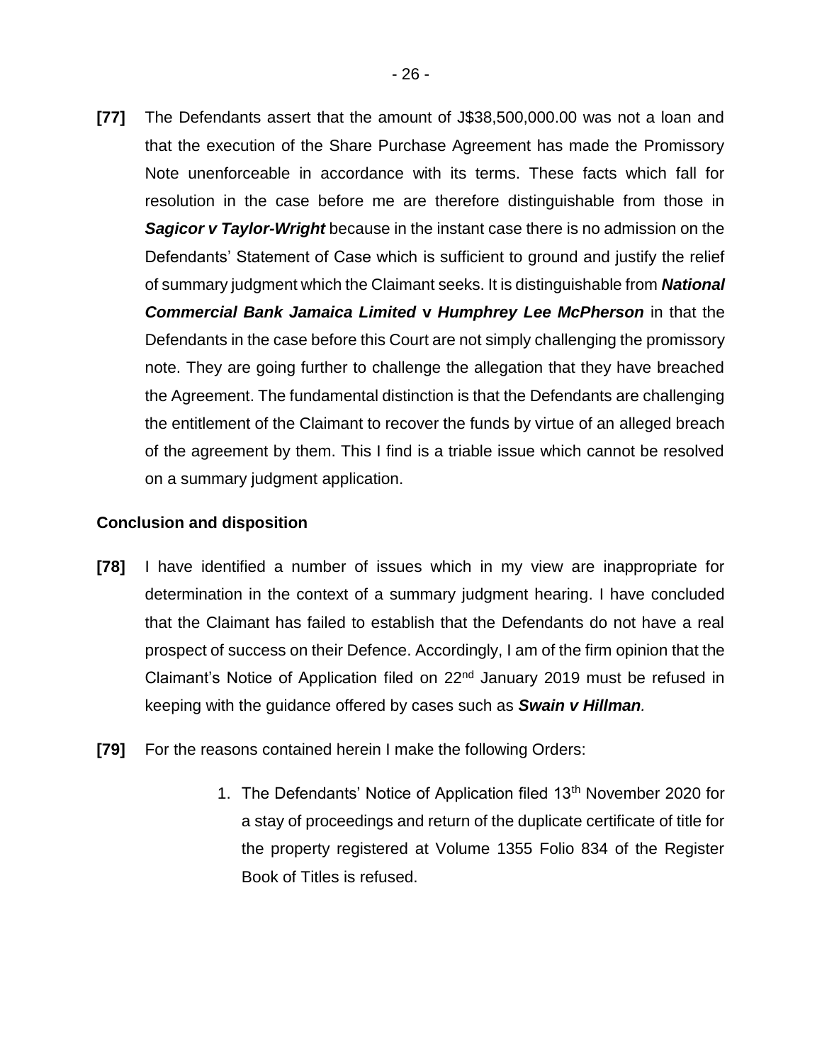**[77]** The Defendants assert that the amount of J$38,500,000.00 was not a loan and that the execution of the Share Purchase Agreement has made the Promissory Note unenforceable in accordance with its terms. These facts which fall for resolution in the case before me are therefore distinguishable from those in ***Sagicor v Taylor-Wright*** because in the instant case there is no admission on the Defendants' Statement of Case which is sufficient to ground and justify the relief of summary judgment which the Claimant seeks. It is distinguishable from ***National Commercial Bank Jamaica Limited* v *Humphrey Lee McPherson*** in that the Defendants in the case before this Court are not simply challenging the promissory note. They are going further to challenge the allegation that they have breached the Agreement. The fundamental distinction is that the Defendants are challenging the entitlement of the Claimant to recover the funds by virtue of an alleged breach of the agreement by them. This I find is a triable issue which cannot be resolved on a summary judgment application.

**Conclusion and disposition**

**[78]** I have identified a number of issues which in my view are inappropriate for determination in the context of a summary judgment hearing. I have concluded that the Claimant has failed to establish that the Defendants do not have a real prospect of success on their Defence. Accordingly, I am of the firm opinion that the Claimant's Notice of Application filed on 22nd January 2019 must be refused in keeping with the guidance offered by cases such as ***Swain v Hillman***.

**[79]** For the reasons contained herein I make the following Orders:

1. The Defendants' Notice of Application filed 13th November 2020 for a stay of proceedings and return of the duplicate certificate of title for the property registered at Volume 1355 Folio 834 of the Register Book of Titles is refused.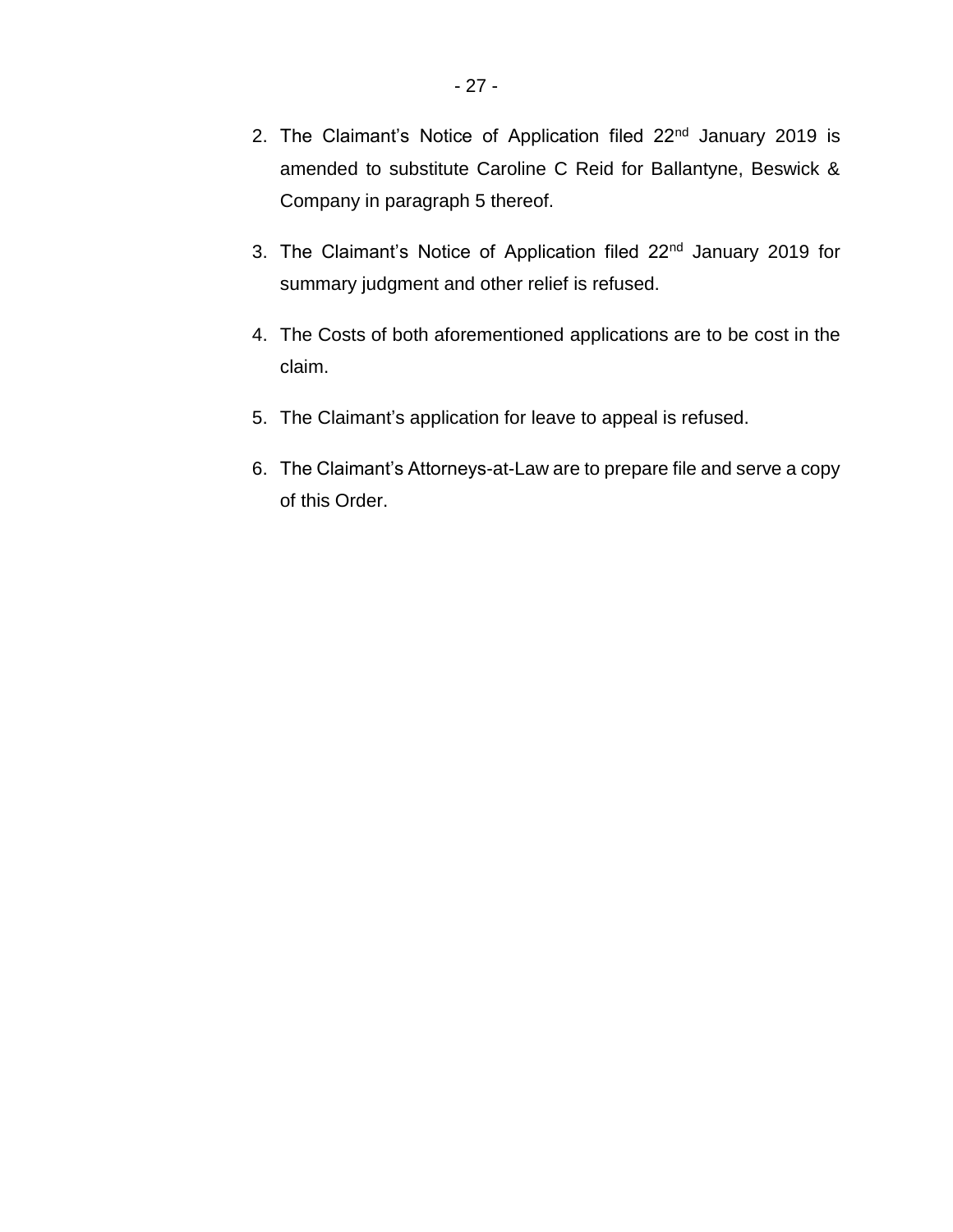2. The Claimant's Notice of Application filed 22nd January 2019 is amended to substitute Caroline C Reid for Ballantyne, Beswick & Company in paragraph 5 thereof.

3. The Claimant's Notice of Application filed 22nd January 2019 for summary judgment and other relief is refused.

4. The Costs of both aforementioned applications are to be cost in the claim.

5. The Claimant's application for leave to appeal is refused.

6. The Claimant's Attorneys-at-Law are to prepare file and serve a copy of this Order.